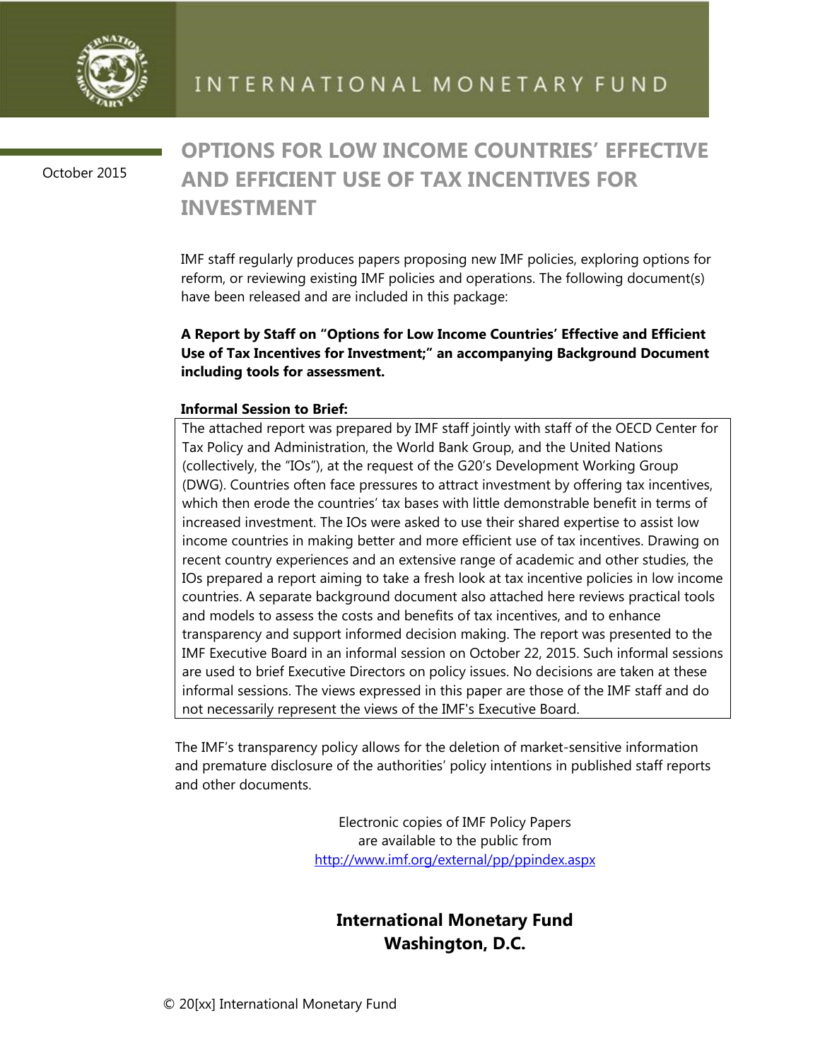INTERNATIONAL MONETARY FUND

October 2015

# OPTIONS FOR LOW INCOME COUNTRIES' EFFECTIVE AND EFFICIENT USE OF TAX INCENTIVES FOR INVESTMENT

IMF staff regularly produces papers proposing new IMF policies, exploring options for reform, or reviewing existing IMF policies and operations. The following document(s) have been released and are included in this package:

**A Report by Staff on "Options for Low Income Countries' Effective and Efficient Use of Tax Incentives for Investment;" an accompanying Background Document including tools for assessment.**

**Informal Session to Brief:**

The attached report was prepared by IMF staff jointly with staff of the OECD Center for Tax Policy and Administration, the World Bank Group, and the United Nations (collectively, the "IOs"), at the request of the G20's Development Working Group (DWG). Countries often face pressures to attract investment by offering tax incentives, which then erode the countries' tax bases with little demonstrable benefit in terms of increased investment. The IOs were asked to use their shared expertise to assist low income countries in making better and more efficient use of tax incentives. Drawing on recent country experiences and an extensive range of academic and other studies, the IOs prepared a report aiming to take a fresh look at tax incentive policies in low income countries. A separate background document also attached here reviews practical tools and models to assess the costs and benefits of tax incentives, and to enhance transparency and support informed decision making. The report was presented to the IMF Executive Board in an informal session on October 22, 2015. Such informal sessions are used to brief Executive Directors on policy issues. No decisions are taken at these informal sessions. The views expressed in this paper are those of the IMF staff and do not necessarily represent the views of the IMF's Executive Board.

The IMF's transparency policy allows for the deletion of market-sensitive information and premature disclosure of the authorities' policy intentions in published staff reports and other documents.

Electronic copies of IMF Policy Papers
are available to the public from
http://www.imf.org/external/pp/ppindex.aspx

**International Monetary Fund**
**Washington, D.C.**

© 20[xx] International Monetary Fund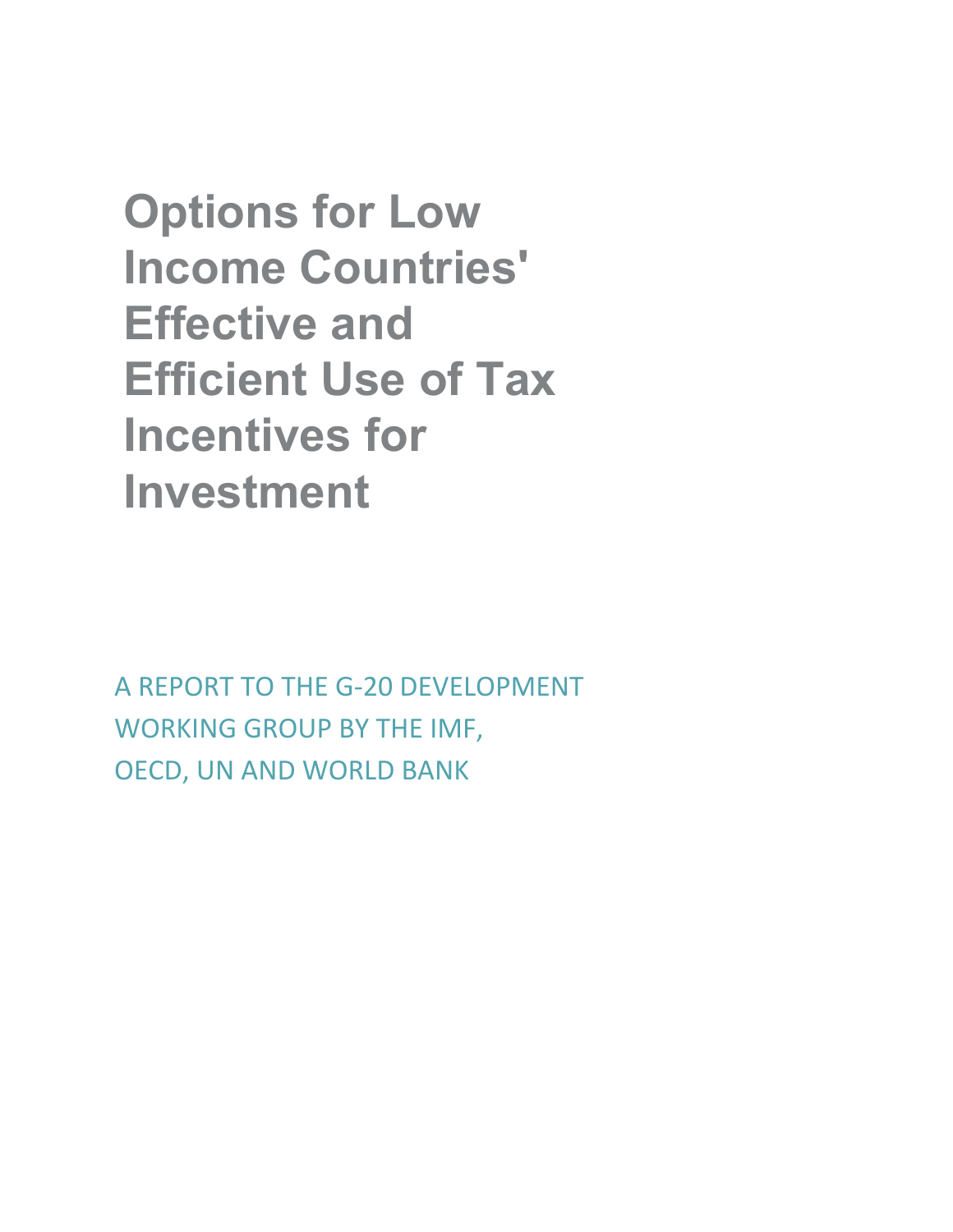# Options for Low Income Countries' Effective and Efficient Use of Tax Incentives for Investment

A REPORT TO THE G-20 DEVELOPMENT WORKING GROUP BY THE IMF, OECD, UN AND WORLD BANK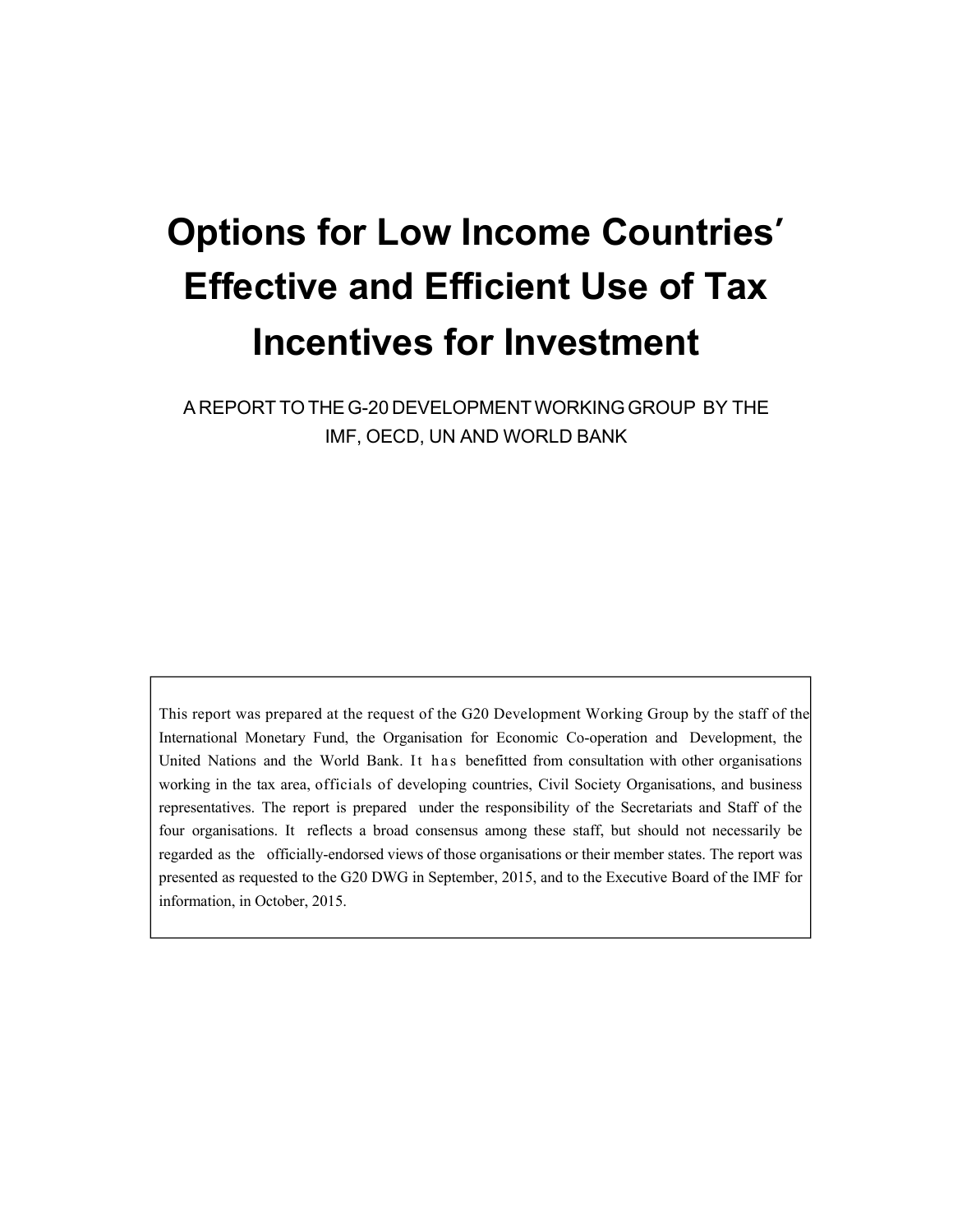# Options for Low Income Countries′ Effective and Efficient Use of Tax Incentives for Investment

A REPORT TO THE G-20 DEVELOPMENT WORKING GROUP BY THE IMF, OECD, UN AND WORLD BANK

This report was prepared at the request of the G20 Development Working Group by the staff of the International Monetary Fund, the Organisation for Economic Co-operation and Development, the United Nations and the World Bank. It has benefitted from consultation with other organisations working in the tax area, officials of developing countries, Civil Society Organisations, and business representatives. The report is prepared under the responsibility of the Secretariats and Staff of the four organisations. It reflects a broad consensus among these staff, but should not necessarily be regarded as the officially-endorsed views of those organisations or their member states. The report was presented as requested to the G20 DWG in September, 2015, and to the Executive Board of the IMF for information, in October, 2015.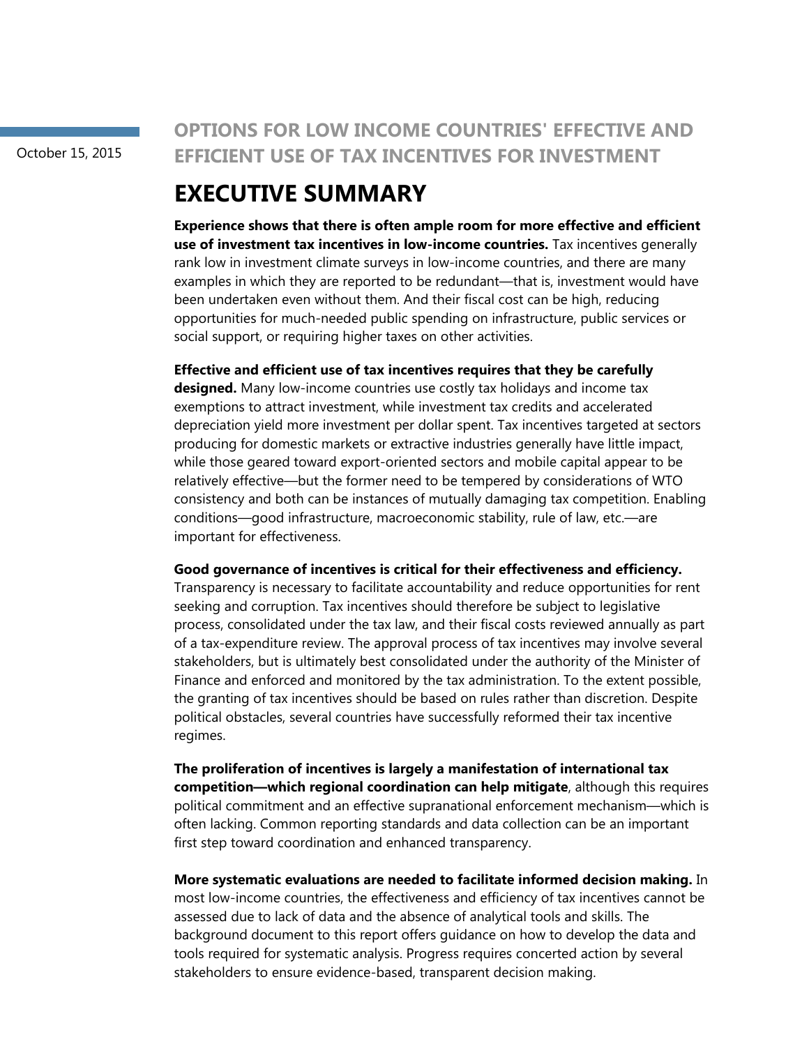October 15, 2015

# OPTIONS FOR LOW INCOME COUNTRIES' EFFECTIVE AND EFFICIENT USE OF TAX INCENTIVES FOR INVESTMENT

## EXECUTIVE SUMMARY

**Experience shows that there is often ample room for more effective and efficient use of investment tax incentives in low-income countries.** Tax incentives generally rank low in investment climate surveys in low-income countries, and there are many examples in which they are reported to be redundant—that is, investment would have been undertaken even without them. And their fiscal cost can be high, reducing opportunities for much-needed public spending on infrastructure, public services or social support, or requiring higher taxes on other activities.

**Effective and efficient use of tax incentives requires that they be carefully designed.** Many low-income countries use costly tax holidays and income tax exemptions to attract investment, while investment tax credits and accelerated depreciation yield more investment per dollar spent. Tax incentives targeted at sectors producing for domestic markets or extractive industries generally have little impact, while those geared toward export-oriented sectors and mobile capital appear to be relatively effective—but the former need to be tempered by considerations of WTO consistency and both can be instances of mutually damaging tax competition. Enabling conditions—good infrastructure, macroeconomic stability, rule of law, etc.—are important for effectiveness.

**Good governance of incentives is critical for their effectiveness and efficiency.** Transparency is necessary to facilitate accountability and reduce opportunities for rent seeking and corruption. Tax incentives should therefore be subject to legislative process, consolidated under the tax law, and their fiscal costs reviewed annually as part of a tax-expenditure review. The approval process of tax incentives may involve several stakeholders, but is ultimately best consolidated under the authority of the Minister of Finance and enforced and monitored by the tax administration. To the extent possible, the granting of tax incentives should be based on rules rather than discretion. Despite political obstacles, several countries have successfully reformed their tax incentive regimes.

**The proliferation of incentives is largely a manifestation of international tax competition—which regional coordination can help mitigate**, although this requires political commitment and an effective supranational enforcement mechanism—which is often lacking. Common reporting standards and data collection can be an important first step toward coordination and enhanced transparency.

**More systematic evaluations are needed to facilitate informed decision making.** In most low-income countries, the effectiveness and efficiency of tax incentives cannot be assessed due to lack of data and the absence of analytical tools and skills. The background document to this report offers guidance on how to develop the data and tools required for systematic analysis. Progress requires concerted action by several stakeholders to ensure evidence-based, transparent decision making.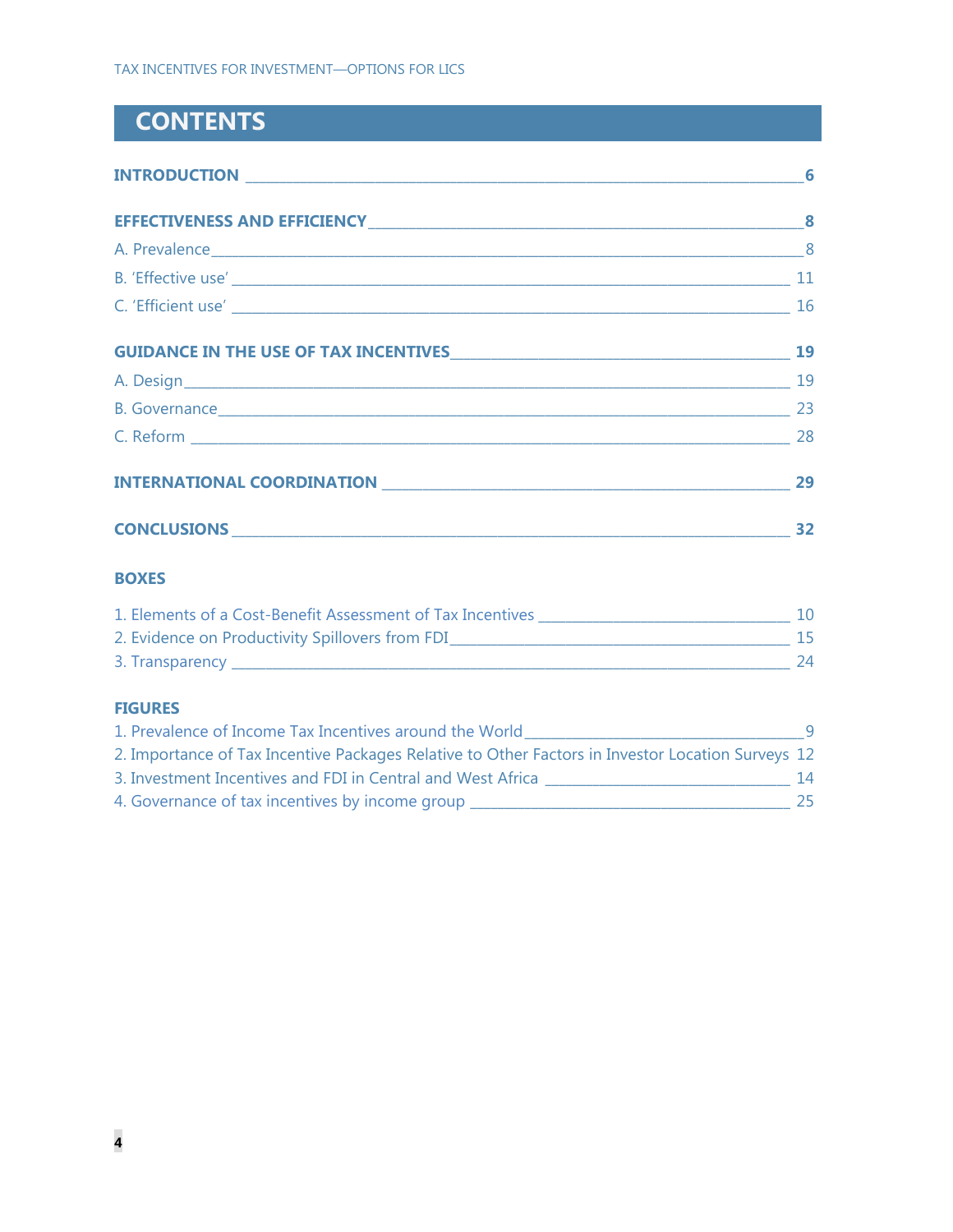# CONTENTS

**INTRODUCTION** ____ **6**

**EFFECTIVENESS AND EFFICIENCY** ____ **8**

A. Prevalence ____ 8

B. 'Effective use' ____ 11

C. 'Efficient use' ____ 16

**GUIDANCE IN THE USE OF TAX INCENTIVES** ____ **19**

A. Design ____ 19

B. Governance ____ 23

C. Reform ____ 28

**INTERNATIONAL COORDINATION** ____ **29**

**CONCLUSIONS** ____ **32**

**BOXES**

1. Elements of a Cost-Benefit Assessment of Tax Incentives ____ 10
2. Evidence on Productivity Spillovers from FDI ____ 15
3. Transparency ____ 24

**FIGURES**

1. Prevalence of Income Tax Incentives around the World ____ 9
2. Importance of Tax Incentive Packages Relative to Other Factors in Investor Location Surveys 12
3. Investment Incentives and FDI in Central and West Africa ____ 14
4. Governance of tax incentives by income group ____ 25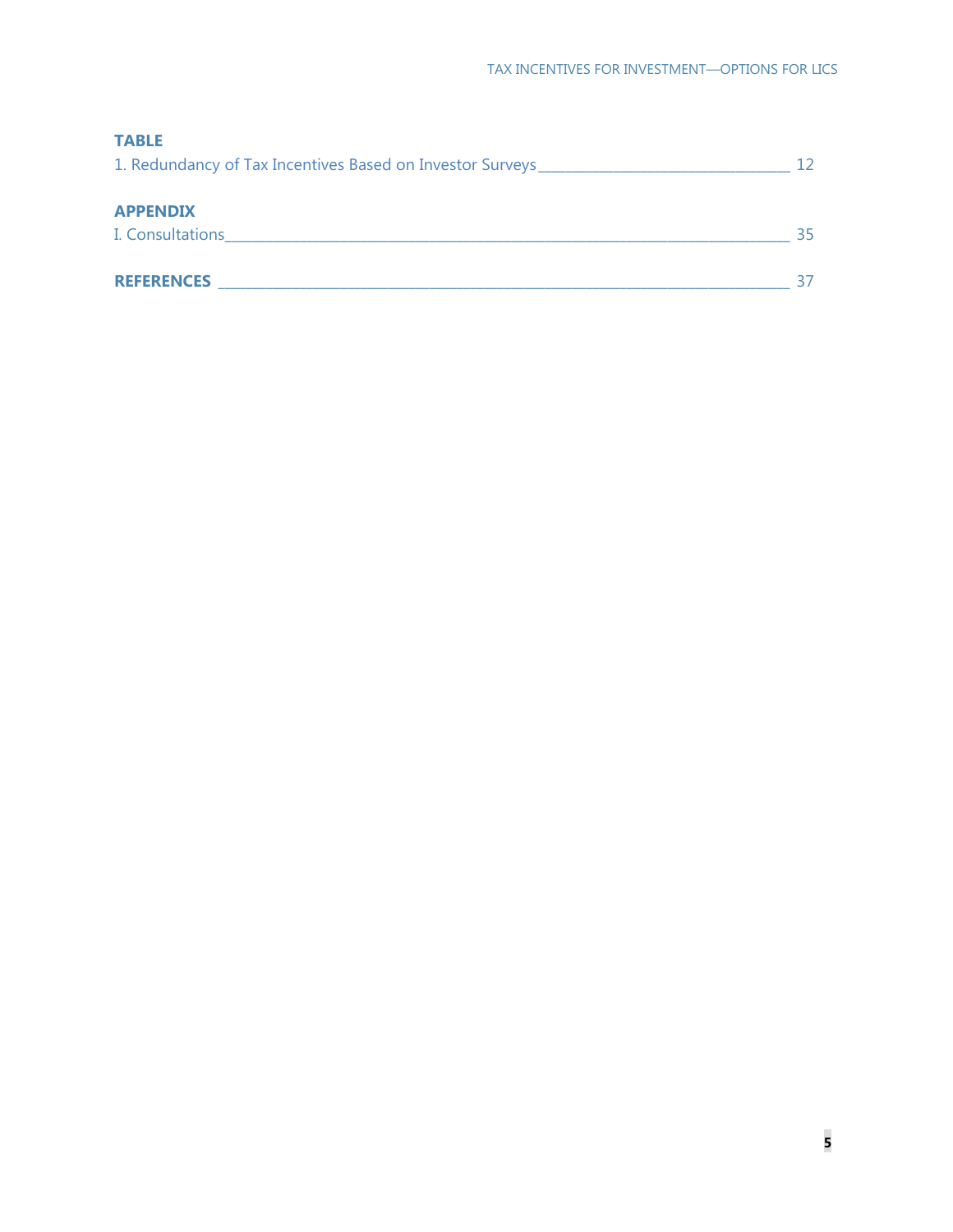**TABLE**

1. Redundancy of Tax Incentives Based on Investor Surveys 12

**APPENDIX**

I. Consultations 35

**REFERENCES** 37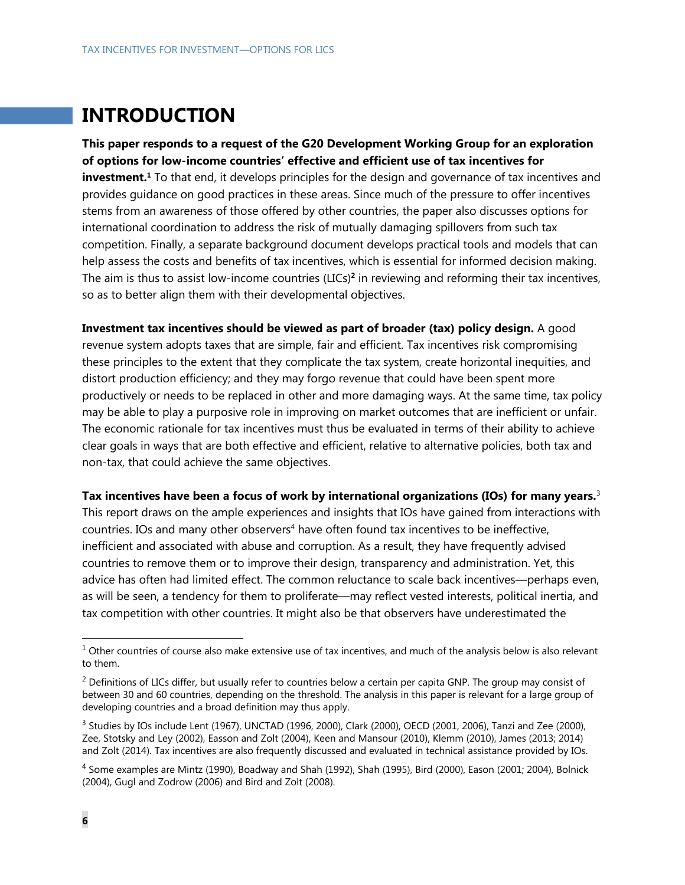# INTRODUCTION

**This paper responds to a request of the G20 Development Working Group for an exploration of options for low-income countries' effective and efficient use of tax incentives for investment.**[1] To that end, it develops principles for the design and governance of tax incentives and provides guidance on good practices in these areas. Since much of the pressure to offer incentives stems from an awareness of those offered by other countries, the paper also discusses options for international coordination to address the risk of mutually damaging spillovers from such tax competition. Finally, a separate background document develops practical tools and models that can help assess the costs and benefits of tax incentives, which is essential for informed decision making. The aim is thus to assist low-income countries (LICs)[2] in reviewing and reforming their tax incentives, so as to better align them with their developmental objectives.

**Investment tax incentives should be viewed as part of broader (tax) policy design.** A good revenue system adopts taxes that are simple, fair and efficient. Tax incentives risk compromising these principles to the extent that they complicate the tax system, create horizontal inequities, and distort production efficiency; and they may forgo revenue that could have been spent more productively or needs to be replaced in other and more damaging ways. At the same time, tax policy may be able to play a purposive role in improving on market outcomes that are inefficient or unfair. The economic rationale for tax incentives must thus be evaluated in terms of their ability to achieve clear goals in ways that are both effective and efficient, relative to alternative policies, both tax and non-tax, that could achieve the same objectives.

**Tax incentives have been a focus of work by international organizations (IOs) for many years.**[3] This report draws on the ample experiences and insights that IOs have gained from interactions with countries. IOs and many other observers[4] have often found tax incentives to be ineffective, inefficient and associated with abuse and corruption. As a result, they have frequently advised countries to remove them or to improve their design, transparency and administration. Yet, this advice has often had limited effect. The common reluctance to scale back incentives—perhaps even, as will be seen, a tendency for them to proliferate—may reflect vested interests, political inertia, and tax competition with other countries. It might also be that observers have underestimated the

---

[1] Other countries of course also make extensive use of tax incentives, and much of the analysis below is also relevant to them.

[2] Definitions of LICs differ, but usually refer to countries below a certain per capita GNP. The group may consist of between 30 and 60 countries, depending on the threshold. The analysis in this paper is relevant for a large group of developing countries and a broad definition may thus apply.

[3] Studies by IOs include Lent (1967), UNCTAD (1996, 2000), Clark (2000), OECD (2001, 2006), Tanzi and Zee (2000), Zee, Stotsky and Ley (2002), Easson and Zolt (2004), Keen and Mansour (2010), Klemm (2010), James (2013; 2014) and Zolt (2014). Tax incentives are also frequently discussed and evaluated in technical assistance provided by IOs.

[4] Some examples are Mintz (1990), Boadway and Shah (1992), Shah (1995), Bird (2000), Eason (2001; 2004), Bolnick (2004), Gugl and Zodrow (2006) and Bird and Zolt (2008).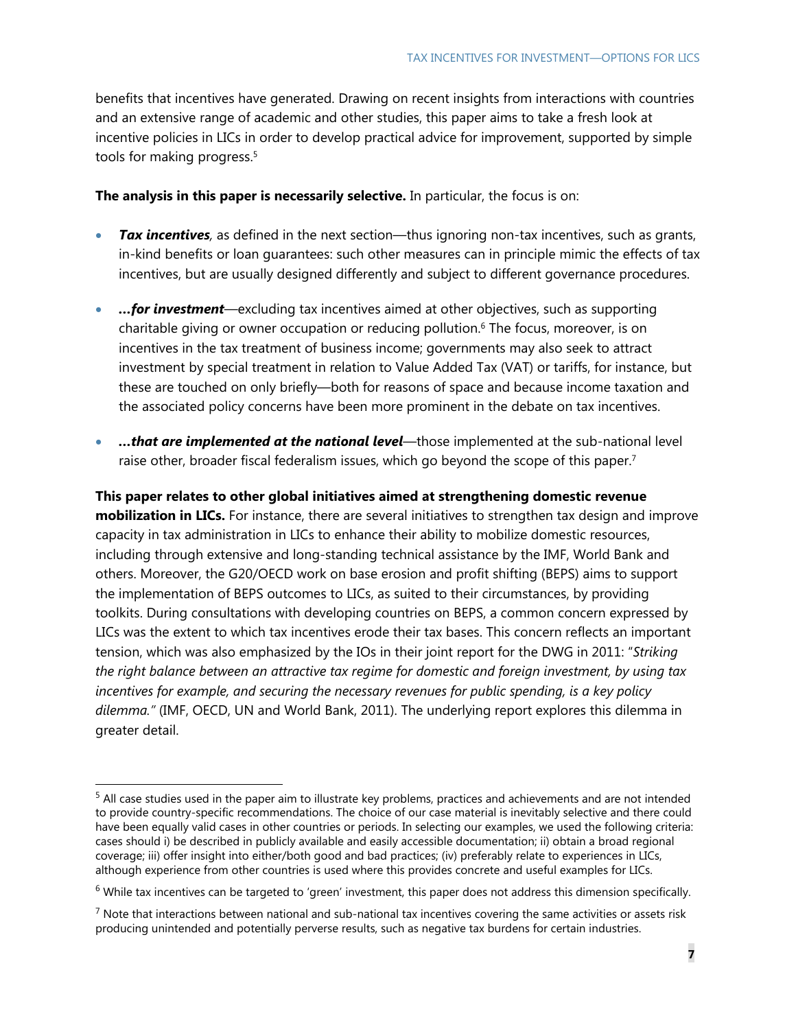benefits that incentives have generated. Drawing on recent insights from interactions with countries and an extensive range of academic and other studies, this paper aims to take a fresh look at incentive policies in LICs in order to develop practical advice for improvement, supported by simple tools for making progress.[5]

**The analysis in this paper is necessarily selective.** In particular, the focus is on:

- ***Tax incentives***, as defined in the next section—thus ignoring non-tax incentives, such as grants, in-kind benefits or loan guarantees: such other measures can in principle mimic the effects of tax incentives, but are usually designed differently and subject to different governance procedures.
- ***…for investment***—excluding tax incentives aimed at other objectives, such as supporting charitable giving or owner occupation or reducing pollution.[6] The focus, moreover, is on incentives in the tax treatment of business income; governments may also seek to attract investment by special treatment in relation to Value Added Tax (VAT) or tariffs, for instance, but these are touched on only briefly—both for reasons of space and because income taxation and the associated policy concerns have been more prominent in the debate on tax incentives.
- ***…that are implemented at the national level***—those implemented at the sub-national level raise other, broader fiscal federalism issues, which go beyond the scope of this paper.[7]

**This paper relates to other global initiatives aimed at strengthening domestic revenue mobilization in LICs.** For instance, there are several initiatives to strengthen tax design and improve capacity in tax administration in LICs to enhance their ability to mobilize domestic resources, including through extensive and long-standing technical assistance by the IMF, World Bank and others. Moreover, the G20/OECD work on base erosion and profit shifting (BEPS) aims to support the implementation of BEPS outcomes to LICs, as suited to their circumstances, by providing toolkits. During consultations with developing countries on BEPS, a common concern expressed by LICs was the extent to which tax incentives erode their tax bases. This concern reflects an important tension, which was also emphasized by the IOs in their joint report for the DWG in 2011: "*Striking the right balance between an attractive tax regime for domestic and foreign investment, by using tax incentives for example, and securing the necessary revenues for public spending, is a key policy dilemma.*" (IMF, OECD, UN and World Bank, 2011). The underlying report explores this dilemma in greater detail.

---

[5] All case studies used in the paper aim to illustrate key problems, practices and achievements and are not intended to provide country-specific recommendations. The choice of our case material is inevitably selective and there could have been equally valid cases in other countries or periods. In selecting our examples, we used the following criteria: cases should i) be described in publicly available and easily accessible documentation; ii) obtain a broad regional coverage; iii) offer insight into either/both good and bad practices; (iv) preferably relate to experiences in LICs, although experience from other countries is used where this provides concrete and useful examples for LICs.

[6] While tax incentives can be targeted to 'green' investment, this paper does not address this dimension specifically.

[7] Note that interactions between national and sub-national tax incentives covering the same activities or assets risk producing unintended and potentially perverse results, such as negative tax burdens for certain industries.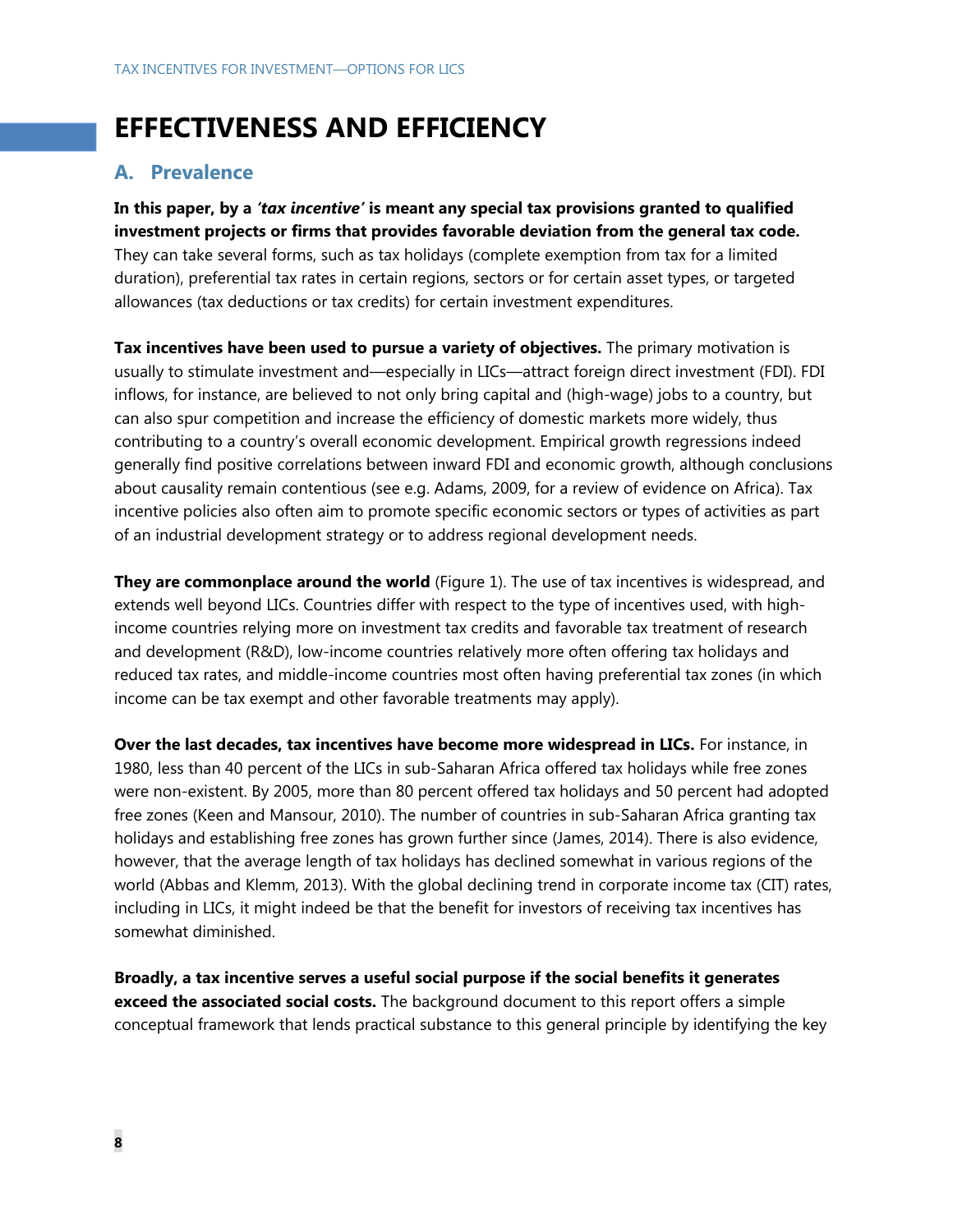# EFFECTIVENESS AND EFFICIENCY

## A. Prevalence

**In this paper, by a *'tax incentive'* is meant any special tax provisions granted to qualified investment projects or firms that provides favorable deviation from the general tax code.** They can take several forms, such as tax holidays (complete exemption from tax for a limited duration), preferential tax rates in certain regions, sectors or for certain asset types, or targeted allowances (tax deductions or tax credits) for certain investment expenditures.

**Tax incentives have been used to pursue a variety of objectives.** The primary motivation is usually to stimulate investment and—especially in LICs—attract foreign direct investment (FDI). FDI inflows, for instance, are believed to not only bring capital and (high-wage) jobs to a country, but can also spur competition and increase the efficiency of domestic markets more widely, thus contributing to a country's overall economic development. Empirical growth regressions indeed generally find positive correlations between inward FDI and economic growth, although conclusions about causality remain contentious (see e.g. Adams, 2009, for a review of evidence on Africa). Tax incentive policies also often aim to promote specific economic sectors or types of activities as part of an industrial development strategy or to address regional development needs.

**They are commonplace around the world** (Figure 1). The use of tax incentives is widespread, and extends well beyond LICs. Countries differ with respect to the type of incentives used, with high-income countries relying more on investment tax credits and favorable tax treatment of research and development (R&D), low-income countries relatively more often offering tax holidays and reduced tax rates, and middle-income countries most often having preferential tax zones (in which income can be tax exempt and other favorable treatments may apply).

**Over the last decades, tax incentives have become more widespread in LICs.** For instance, in 1980, less than 40 percent of the LICs in sub-Saharan Africa offered tax holidays while free zones were non-existent. By 2005, more than 80 percent offered tax holidays and 50 percent had adopted free zones (Keen and Mansour, 2010). The number of countries in sub-Saharan Africa granting tax holidays and establishing free zones has grown further since (James, 2014). There is also evidence, however, that the average length of tax holidays has declined somewhat in various regions of the world (Abbas and Klemm, 2013). With the global declining trend in corporate income tax (CIT) rates, including in LICs, it might indeed be that the benefit for investors of receiving tax incentives has somewhat diminished.

**Broadly, a tax incentive serves a useful social purpose if the social benefits it generates exceed the associated social costs.** The background document to this report offers a simple conceptual framework that lends practical substance to this general principle by identifying the key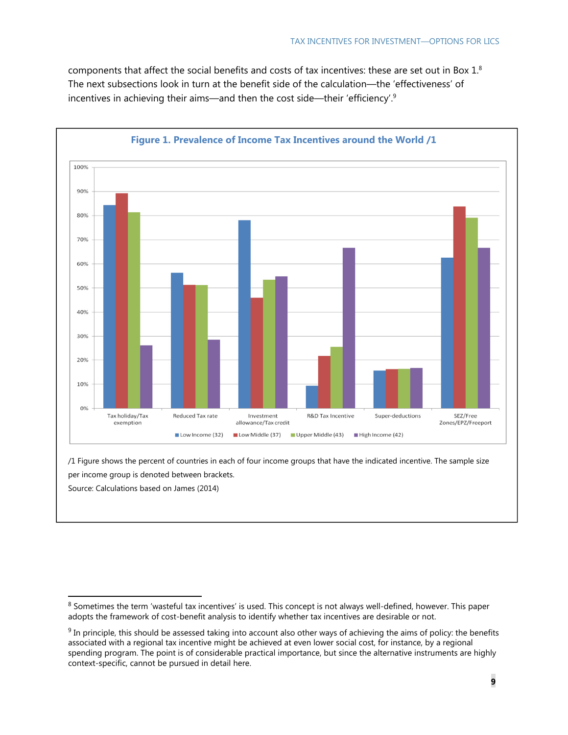components that affect the social benefits and costs of tax incentives: these are set out in Box 1.[8] The next subsections look in turn at the benefit side of the calculation—the 'effectiveness' of incentives in achieving their aims—and then the cost side—their 'efficiency'.[9]

**Figure 1. Prevalence of Income Tax Incentives around the World /1**

/1 Figure shows the percent of countries in each of four income groups that have the indicated incentive. The sample size per income group is denoted between brackets.

Source: Calculations based on James (2014)

---

[8] Sometimes the term 'wasteful tax incentives' is used. This concept is not always well-defined, however. This paper adopts the framework of cost-benefit analysis to identify whether tax incentives are desirable or not.

[9] In principle, this should be assessed taking into account also other ways of achieving the aims of policy: the benefits associated with a regional tax incentive might be achieved at even lower social cost, for instance, by a regional spending program. The point is of considerable practical importance, but since the alternative instruments are highly context-specific, cannot be pursued in detail here.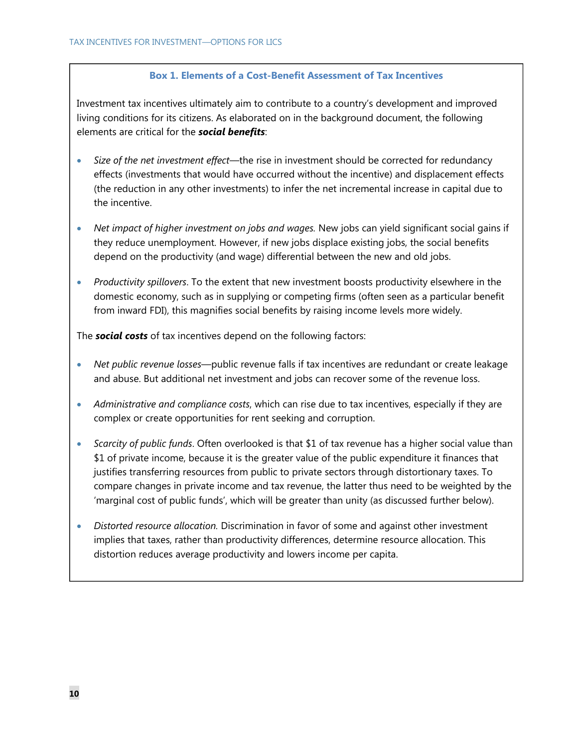### Box 1. Elements of a Cost-Benefit Assessment of Tax Incentives

Investment tax incentives ultimately aim to contribute to a country's development and improved living conditions for its citizens. As elaborated on in the background document, the following elements are critical for the ***social benefits***:

- *Size of the net investment effect*—the rise in investment should be corrected for redundancy effects (investments that would have occurred without the incentive) and displacement effects (the reduction in any other investments) to infer the net incremental increase in capital due to the incentive.
- *Net impact of higher investment on jobs and wages.* New jobs can yield significant social gains if they reduce unemployment. However, if new jobs displace existing jobs, the social benefits depend on the productivity (and wage) differential between the new and old jobs.
- *Productivity spillovers*. To the extent that new investment boosts productivity elsewhere in the domestic economy, such as in supplying or competing firms (often seen as a particular benefit from inward FDI), this magnifies social benefits by raising income levels more widely.

The ***social costs*** of tax incentives depend on the following factors:

- *Net public revenue losses*—public revenue falls if tax incentives are redundant or create leakage and abuse. But additional net investment and jobs can recover some of the revenue loss.
- *Administrative and compliance costs*, which can rise due to tax incentives, especially if they are complex or create opportunities for rent seeking and corruption.
- *Scarcity of public funds*. Often overlooked is that $1 of tax revenue has a higher social value than $1 of private income, because it is the greater value of the public expenditure it finances that justifies transferring resources from public to private sectors through distortionary taxes. To compare changes in private income and tax revenue, the latter thus need to be weighted by the 'marginal cost of public funds', which will be greater than unity (as discussed further below).
- *Distorted resource allocation.* Discrimination in favor of some and against other investment implies that taxes, rather than productivity differences, determine resource allocation. This distortion reduces average productivity and lowers income per capita.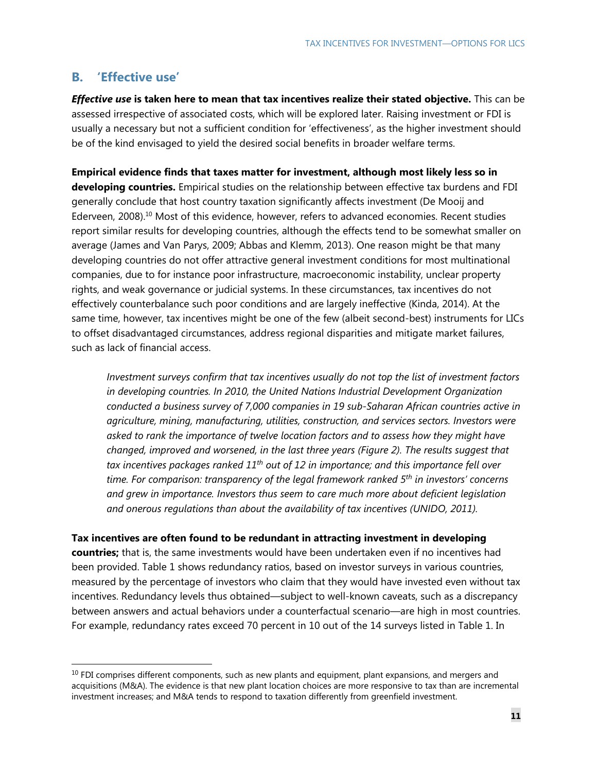## B. 'Effective use'

***Effective use*** **is taken here to mean that tax incentives realize their stated objective.** This can be assessed irrespective of associated costs, which will be explored later. Raising investment or FDI is usually a necessary but not a sufficient condition for 'effectiveness', as the higher investment should be of the kind envisaged to yield the desired social benefits in broader welfare terms.

**Empirical evidence finds that taxes matter for investment, although most likely less so in developing countries.** Empirical studies on the relationship between effective tax burdens and FDI generally conclude that host country taxation significantly affects investment (De Mooij and Ederveen, 2008).[10] Most of this evidence, however, refers to advanced economies. Recent studies report similar results for developing countries, although the effects tend to be somewhat smaller on average (James and Van Parys, 2009; Abbas and Klemm, 2013). One reason might be that many developing countries do not offer attractive general investment conditions for most multinational companies, due to for instance poor infrastructure, macroeconomic instability, unclear property rights, and weak governance or judicial systems. In these circumstances, tax incentives do not effectively counterbalance such poor conditions and are largely ineffective (Kinda, 2014). At the same time, however, tax incentives might be one of the few (albeit second-best) instruments for LICs to offset disadvantaged circumstances, address regional disparities and mitigate market failures, such as lack of financial access.

> *Investment surveys confirm that tax incentives usually do not top the list of investment factors in developing countries. In 2010, the United Nations Industrial Development Organization conducted a business survey of 7,000 companies in 19 sub-Saharan African countries active in agriculture, mining, manufacturing, utilities, construction, and services sectors. Investors were asked to rank the importance of twelve location factors and to assess how they might have changed, improved and worsened, in the last three years (Figure 2). The results suggest that tax incentives packages ranked 11th out of 12 in importance; and this importance fell over time. For comparison: transparency of the legal framework ranked 5th in investors' concerns and grew in importance. Investors thus seem to care much more about deficient legislation and onerous regulations than about the availability of tax incentives (UNIDO, 2011).*

**Tax incentives are often found to be redundant in attracting investment in developing countries;** that is, the same investments would have been undertaken even if no incentives had been provided. Table 1 shows redundancy ratios, based on investor surveys in various countries, measured by the percentage of investors who claim that they would have invested even without tax incentives. Redundancy levels thus obtained—subject to well-known caveats, such as a discrepancy between answers and actual behaviors under a counterfactual scenario—are high in most countries. For example, redundancy rates exceed 70 percent in 10 out of the 14 surveys listed in Table 1. In

[10] FDI comprises different components, such as new plants and equipment, plant expansions, and mergers and acquisitions (M&A). The evidence is that new plant location choices are more responsive to tax than are incremental investment increases; and M&A tends to respond to taxation differently from greenfield investment.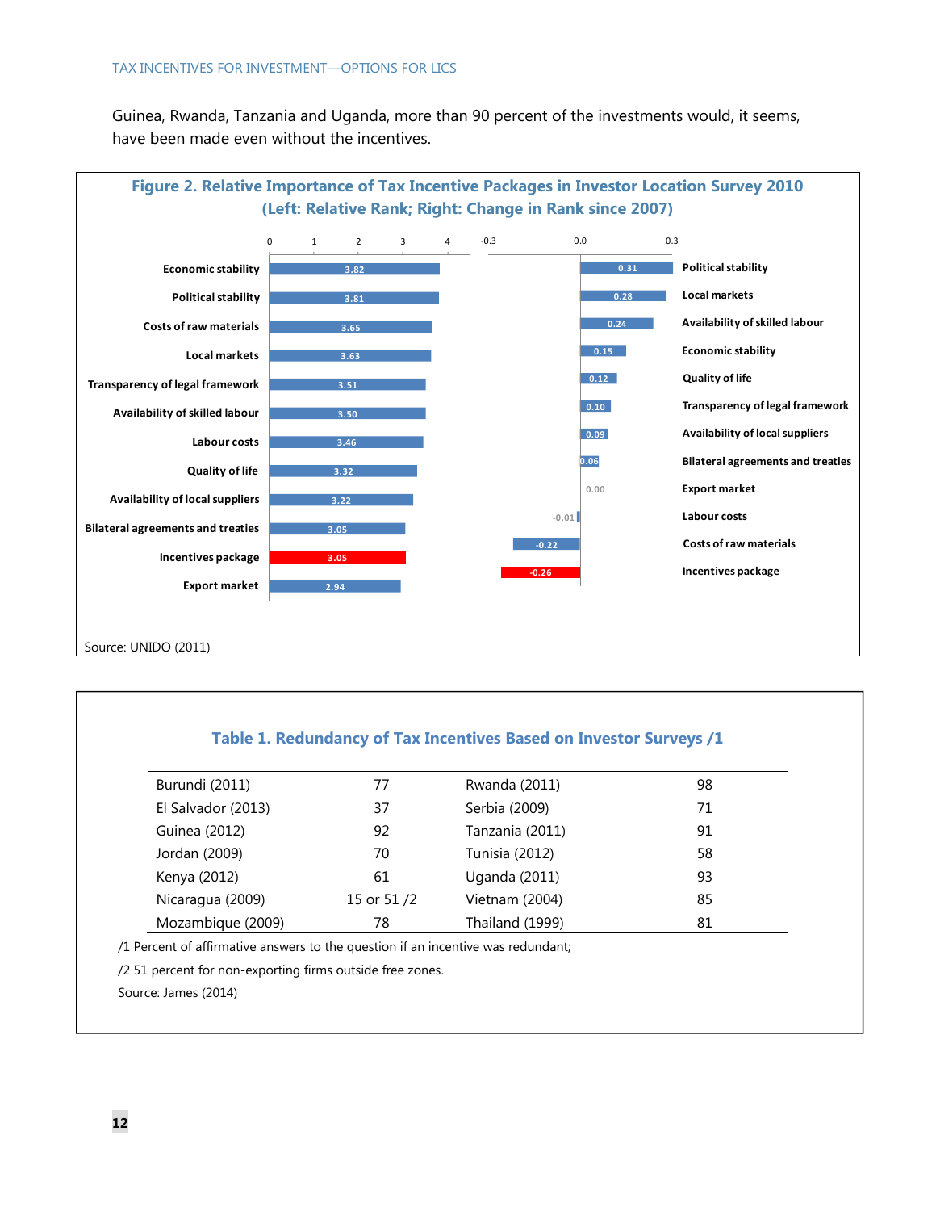Guinea, Rwanda, Tanzania and Uganda, more than 90 percent of the investments would, it seems, have been made even without the incentives.

**Figure 2. Relative Importance of Tax Incentive Packages in Investor Location Survey 2010 (Left: Relative Rank; Right: Change in Rank since 2007)**

| Factor | Relative Rank |
|---|---|
| Economic stability | 3.82 |
| Political stability | 3.81 |
| Costs of raw materials | 3.65 |
| Local markets | 3.63 |
| Transparency of legal framework | 3.51 |
| Availability of skilled labour | 3.50 |
| Labour costs | 3.46 |
| Quality of life | 3.32 |
| Availability of local suppliers | 3.22 |
| Bilateral agreements and treaties | 3.05 |
| Incentives package | 3.05 |
| Export market | 2.94 |

| Factor | Change in Rank since 2007 |
|---|---|
| Political stability | 0.31 |
| Local markets | 0.28 |
| Availability of skilled labour | 0.24 |
| Economic stability | 0.15 |
| Quality of life | 0.12 |
| Transparency of legal framework | 0.10 |
| Availability of local suppliers | 0.09 |
| Bilateral agreements and treaties | 0.06 |
| Export market | 0.00 |
| Labour costs | -0.01 |
| Costs of raw materials | -0.22 |
| Incentives package | -0.26 |

Source: UNIDO (2011)

**Table 1. Redundancy of Tax Incentives Based on Investor Surveys /1**

| Country | | Country | |
|---|---|---|---|
| Burundi (2011) | 77 | Rwanda (2011) | 98 |
| El Salvador (2013) | 37 | Serbia (2009) | 71 |
| Guinea (2012) | 92 | Tanzania (2011) | 91 |
| Jordan (2009) | 70 | Tunisia (2012) | 58 |
| Kenya (2012) | 61 | Uganda (2011) | 93 |
| Nicaragua (2009) | 15 or 51 /2 | Vietnam (2004) | 85 |
| Mozambique (2009) | 78 | Thailand (1999) | 81 |

/1 Percent of affirmative answers to the question if an incentive was redundant;

/2 51 percent for non-exporting firms outside free zones.

Source: James (2014)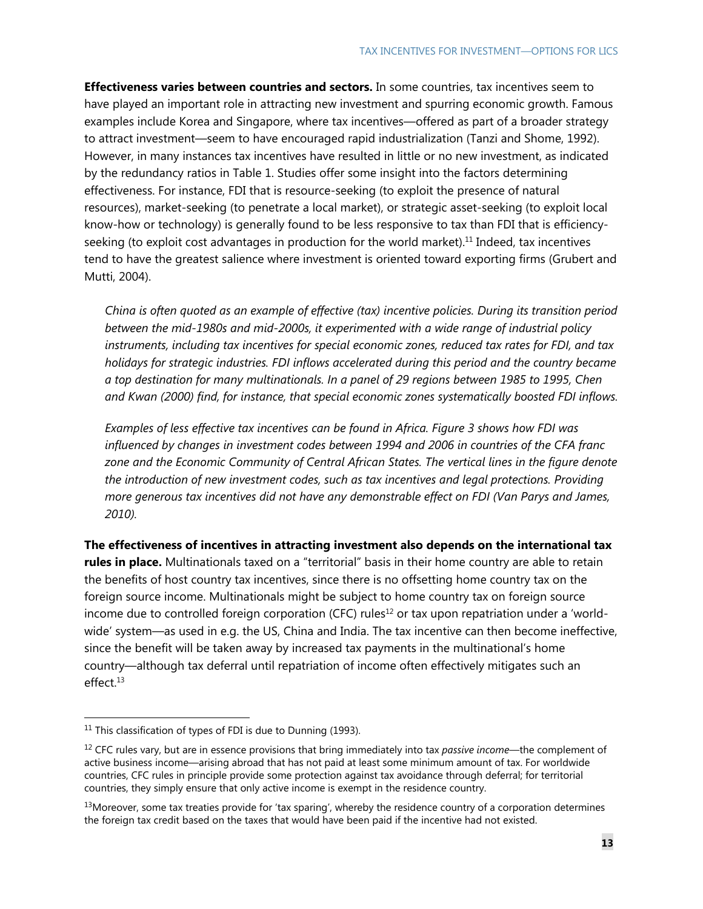**Effectiveness varies between countries and sectors.** In some countries, tax incentives seem to have played an important role in attracting new investment and spurring economic growth. Famous examples include Korea and Singapore, where tax incentives—offered as part of a broader strategy to attract investment—seem to have encouraged rapid industrialization (Tanzi and Shome, 1992). However, in many instances tax incentives have resulted in little or no new investment, as indicated by the redundancy ratios in Table 1. Studies offer some insight into the factors determining effectiveness. For instance, FDI that is resource-seeking (to exploit the presence of natural resources), market-seeking (to penetrate a local market), or strategic asset-seeking (to exploit local know-how or technology) is generally found to be less responsive to tax than FDI that is efficiency-seeking (to exploit cost advantages in production for the world market).[11] Indeed, tax incentives tend to have the greatest salience where investment is oriented toward exporting firms (Grubert and Mutti, 2004).

*China is often quoted as an example of effective (tax) incentive policies. During its transition period between the mid-1980s and mid-2000s, it experimented with a wide range of industrial policy instruments, including tax incentives for special economic zones, reduced tax rates for FDI, and tax holidays for strategic industries. FDI inflows accelerated during this period and the country became a top destination for many multinationals. In a panel of 29 regions between 1985 to 1995, Chen and Kwan (2000) find, for instance, that special economic zones systematically boosted FDI inflows.*

*Examples of less effective tax incentives can be found in Africa. Figure 3 shows how FDI was influenced by changes in investment codes between 1994 and 2006 in countries of the CFA franc zone and the Economic Community of Central African States. The vertical lines in the figure denote the introduction of new investment codes, such as tax incentives and legal protections. Providing more generous tax incentives did not have any demonstrable effect on FDI (Van Parys and James, 2010).*

**The effectiveness of incentives in attracting investment also depends on the international tax rules in place.** Multinationals taxed on a "territorial" basis in their home country are able to retain the benefits of host country tax incentives, since there is no offsetting home country tax on the foreign source income. Multinationals might be subject to home country tax on foreign source income due to controlled foreign corporation (CFC) rules[12] or tax upon repatriation under a 'world-wide' system—as used in e.g. the US, China and India. The tax incentive can then become ineffective, since the benefit will be taken away by increased tax payments in the multinational's home country—although tax deferral until repatriation of income often effectively mitigates such an effect.[13]

[11] This classification of types of FDI is due to Dunning (1993).

[12] CFC rules vary, but are in essence provisions that bring immediately into tax *passive income*—the complement of active business income—arising abroad that has not paid at least some minimum amount of tax. For worldwide countries, CFC rules in principle provide some protection against tax avoidance through deferral; for territorial countries, they simply ensure that only active income is exempt in the residence country.

[13] Moreover, some tax treaties provide for 'tax sparing', whereby the residence country of a corporation determines the foreign tax credit based on the taxes that would have been paid if the incentive had not existed.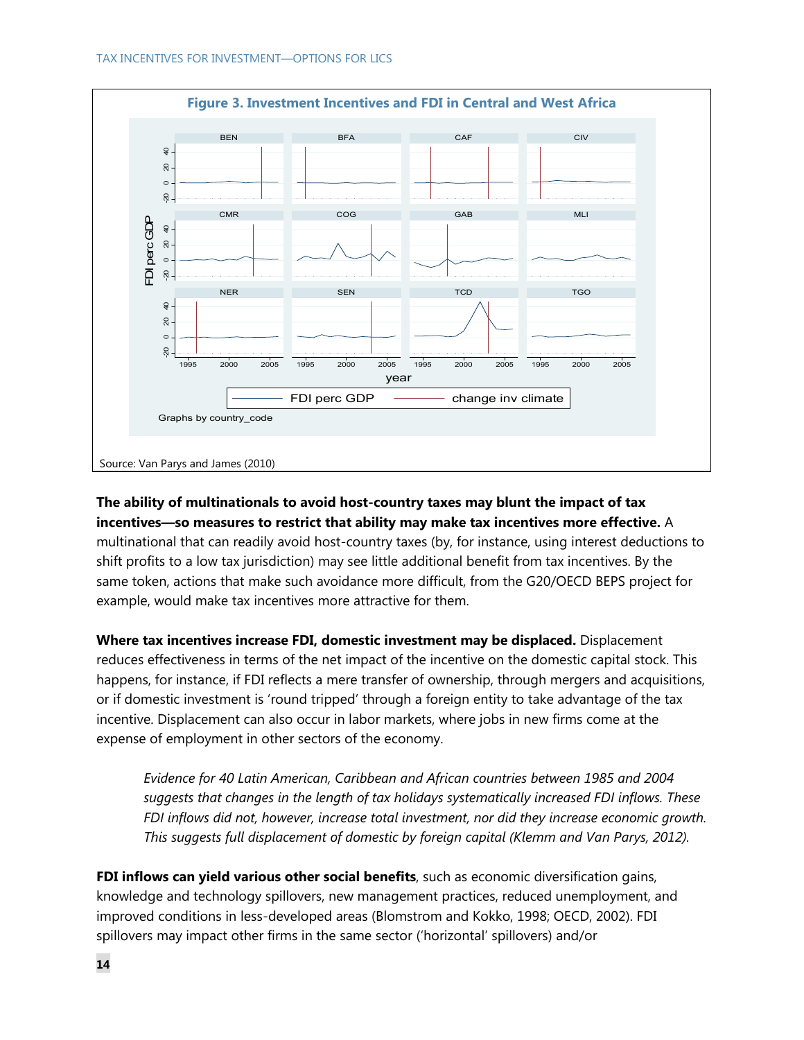**Figure 3. Investment Incentives and FDI in Central and West Africa**

Source: Van Parys and James (2010)

**The ability of multinationals to avoid host-country taxes may blunt the impact of tax incentives—so measures to restrict that ability may make tax incentives more effective.** A multinational that can readily avoid host-country taxes (by, for instance, using interest deductions to shift profits to a low tax jurisdiction) may see little additional benefit from tax incentives. By the same token, actions that make such avoidance more difficult, from the G20/OECD BEPS project for example, would make tax incentives more attractive for them.

**Where tax incentives increase FDI, domestic investment may be displaced.** Displacement reduces effectiveness in terms of the net impact of the incentive on the domestic capital stock. This happens, for instance, if FDI reflects a mere transfer of ownership, through mergers and acquisitions, or if domestic investment is 'round tripped' through a foreign entity to take advantage of the tax incentive. Displacement can also occur in labor markets, where jobs in new firms come at the expense of employment in other sectors of the economy.

> *Evidence for 40 Latin American, Caribbean and African countries between 1985 and 2004 suggests that changes in the length of tax holidays systematically increased FDI inflows. These FDI inflows did not, however, increase total investment, nor did they increase economic growth. This suggests full displacement of domestic by foreign capital (Klemm and Van Parys, 2012).*

**FDI inflows can yield various other social benefits**, such as economic diversification gains, knowledge and technology spillovers, new management practices, reduced unemployment, and improved conditions in less-developed areas (Blomstrom and Kokko, 1998; OECD, 2002). FDI spillovers may impact other firms in the same sector ('horizontal' spillovers) and/or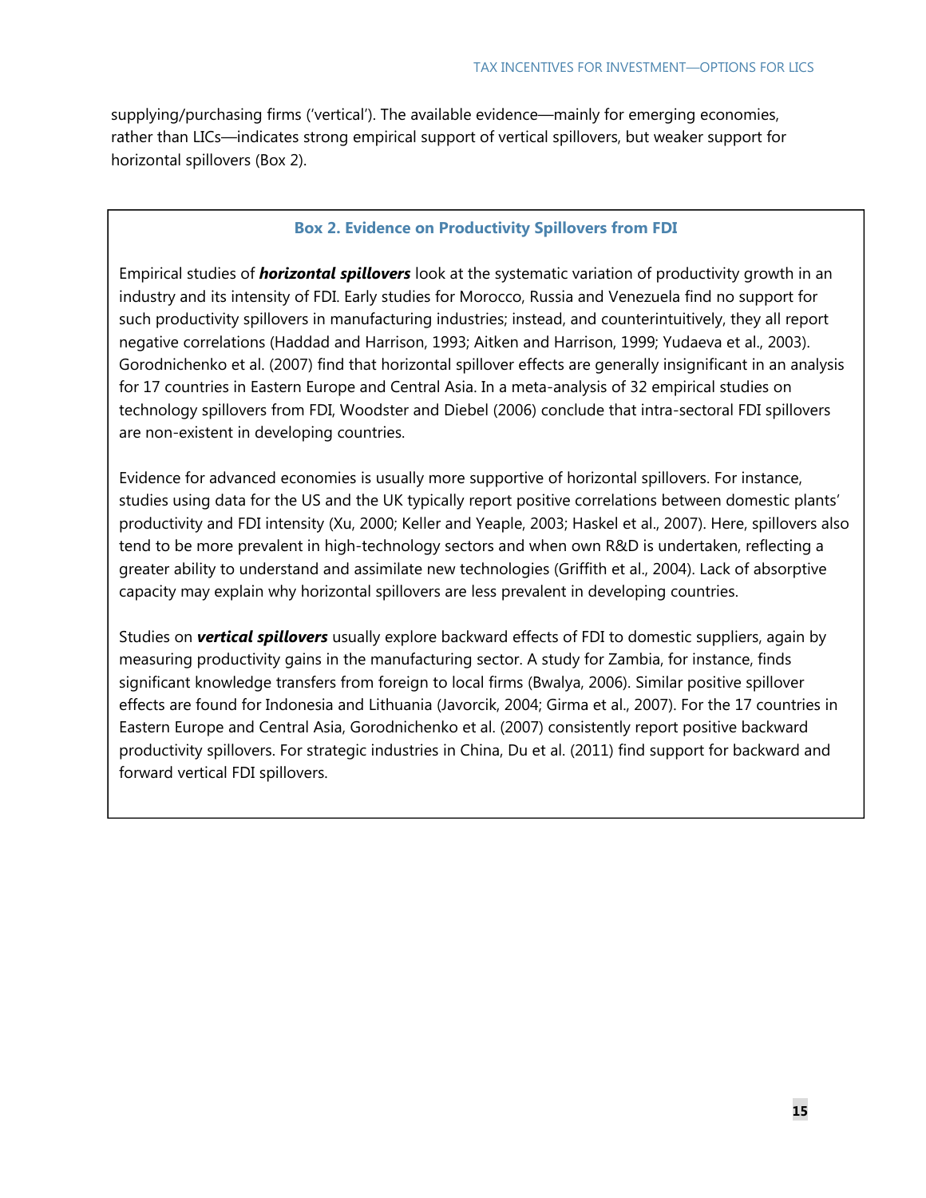supplying/purchasing firms ('vertical'). The available evidence—mainly for emerging economies, rather than LICs—indicates strong empirical support of vertical spillovers, but weaker support for horizontal spillovers (Box 2).

### Box 2. Evidence on Productivity Spillovers from FDI

Empirical studies of ***horizontal spillovers*** look at the systematic variation of productivity growth in an industry and its intensity of FDI. Early studies for Morocco, Russia and Venezuela find no support for such productivity spillovers in manufacturing industries; instead, and counterintuitively, they all report negative correlations (Haddad and Harrison, 1993; Aitken and Harrison, 1999; Yudaeva et al., 2003). Gorodnichenko et al. (2007) find that horizontal spillover effects are generally insignificant in an analysis for 17 countries in Eastern Europe and Central Asia. In a meta-analysis of 32 empirical studies on technology spillovers from FDI, Woodster and Diebel (2006) conclude that intra-sectoral FDI spillovers are non-existent in developing countries.

Evidence for advanced economies is usually more supportive of horizontal spillovers. For instance, studies using data for the US and the UK typically report positive correlations between domestic plants' productivity and FDI intensity (Xu, 2000; Keller and Yeaple, 2003; Haskel et al., 2007). Here, spillovers also tend to be more prevalent in high-technology sectors and when own R&D is undertaken, reflecting a greater ability to understand and assimilate new technologies (Griffith et al., 2004). Lack of absorptive capacity may explain why horizontal spillovers are less prevalent in developing countries.

Studies on ***vertical spillovers*** usually explore backward effects of FDI to domestic suppliers, again by measuring productivity gains in the manufacturing sector. A study for Zambia, for instance, finds significant knowledge transfers from foreign to local firms (Bwalya, 2006). Similar positive spillover effects are found for Indonesia and Lithuania (Javorcik, 2004; Girma et al., 2007). For the 17 countries in Eastern Europe and Central Asia, Gorodnichenko et al. (2007) consistently report positive backward productivity spillovers. For strategic industries in China, Du et al. (2011) find support for backward and forward vertical FDI spillovers.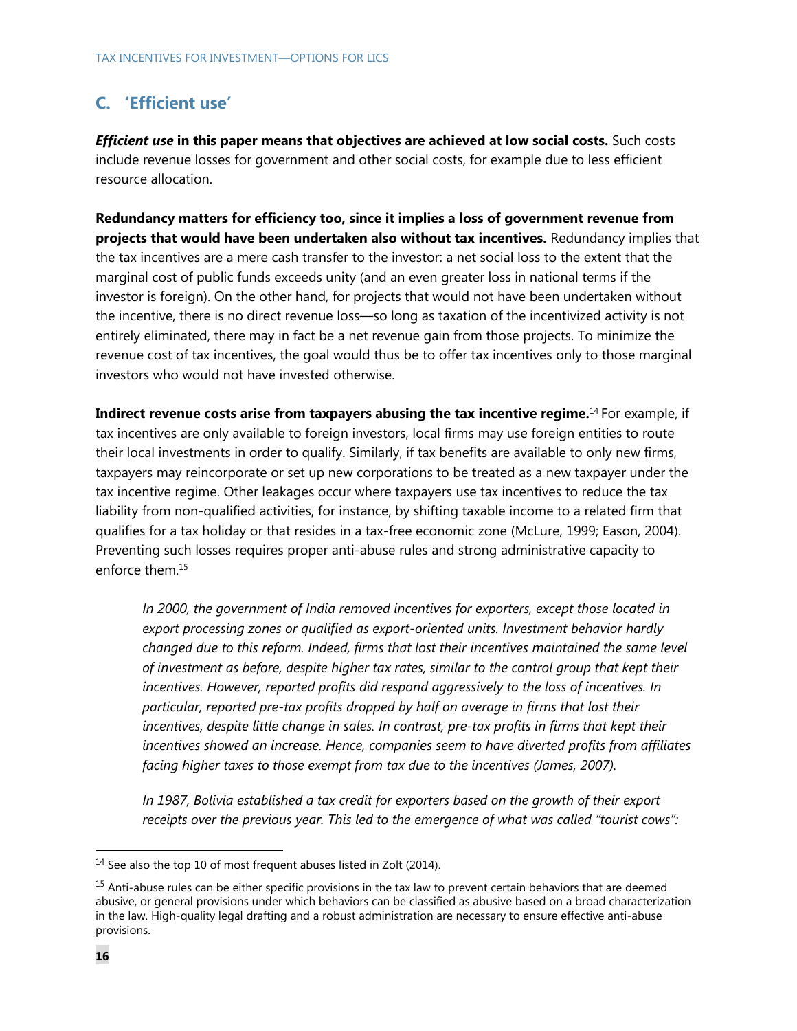## C. 'Efficient use'

***Efficient use*** **in this paper means that objectives are achieved at low social costs.** Such costs include revenue losses for government and other social costs, for example due to less efficient resource allocation.

**Redundancy matters for efficiency too, since it implies a loss of government revenue from projects that would have been undertaken also without tax incentives.** Redundancy implies that the tax incentives are a mere cash transfer to the investor: a net social loss to the extent that the marginal cost of public funds exceeds unity (and an even greater loss in national terms if the investor is foreign). On the other hand, for projects that would not have been undertaken without the incentive, there is no direct revenue loss—so long as taxation of the incentivized activity is not entirely eliminated, there may in fact be a net revenue gain from those projects. To minimize the revenue cost of tax incentives, the goal would thus be to offer tax incentives only to those marginal investors who would not have invested otherwise.

**Indirect revenue costs arise from taxpayers abusing the tax incentive regime.**[14] For example, if tax incentives are only available to foreign investors, local firms may use foreign entities to route their local investments in order to qualify. Similarly, if tax benefits are available to only new firms, taxpayers may reincorporate or set up new corporations to be treated as a new taxpayer under the tax incentive regime. Other leakages occur where taxpayers use tax incentives to reduce the tax liability from non-qualified activities, for instance, by shifting taxable income to a related firm that qualifies for a tax holiday or that resides in a tax-free economic zone (McLure, 1999; Eason, 2004). Preventing such losses requires proper anti-abuse rules and strong administrative capacity to enforce them.[15]

*In 2000, the government of India removed incentives for exporters, except those located in export processing zones or qualified as export-oriented units. Investment behavior hardly changed due to this reform. Indeed, firms that lost their incentives maintained the same level of investment as before, despite higher tax rates, similar to the control group that kept their incentives. However, reported profits did respond aggressively to the loss of incentives. In particular, reported pre-tax profits dropped by half on average in firms that lost their incentives, despite little change in sales. In contrast, pre-tax profits in firms that kept their incentives showed an increase. Hence, companies seem to have diverted profits from affiliates facing higher taxes to those exempt from tax due to the incentives (James, 2007).*

*In 1987, Bolivia established a tax credit for exporters based on the growth of their export receipts over the previous year. This led to the emergence of what was called "tourist cows":*

---

[14] See also the top 10 of most frequent abuses listed in Zolt (2014).

[15] Anti-abuse rules can be either specific provisions in the tax law to prevent certain behaviors that are deemed abusive, or general provisions under which behaviors can be classified as abusive based on a broad characterization in the law. High-quality legal drafting and a robust administration are necessary to ensure effective anti-abuse provisions.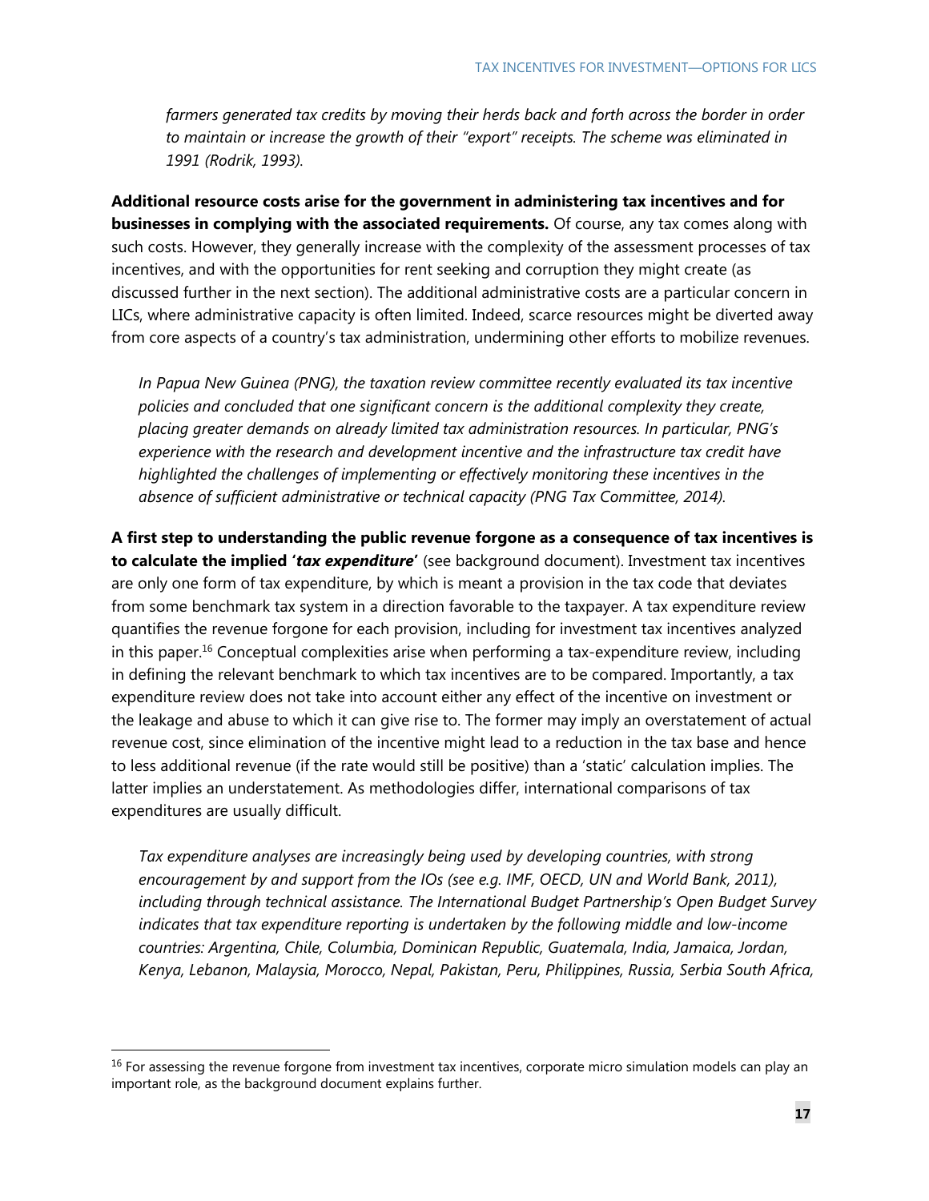*farmers generated tax credits by moving their herds back and forth across the border in order to maintain or increase the growth of their "export" receipts. The scheme was eliminated in 1991 (Rodrik, 1993).*

**Additional resource costs arise for the government in administering tax incentives and for businesses in complying with the associated requirements.** Of course, any tax comes along with such costs. However, they generally increase with the complexity of the assessment processes of tax incentives, and with the opportunities for rent seeking and corruption they might create (as discussed further in the next section). The additional administrative costs are a particular concern in LICs, where administrative capacity is often limited. Indeed, scarce resources might be diverted away from core aspects of a country's tax administration, undermining other efforts to mobilize revenues.

*In Papua New Guinea (PNG), the taxation review committee recently evaluated its tax incentive policies and concluded that one significant concern is the additional complexity they create, placing greater demands on already limited tax administration resources. In particular, PNG's experience with the research and development incentive and the infrastructure tax credit have highlighted the challenges of implementing or effectively monitoring these incentives in the absence of sufficient administrative or technical capacity (PNG Tax Committee, 2014).*

**A first step to understanding the public revenue forgone as a consequence of tax incentives is to calculate the implied '*tax expenditure*'** (see background document). Investment tax incentives are only one form of tax expenditure, by which is meant a provision in the tax code that deviates from some benchmark tax system in a direction favorable to the taxpayer. A tax expenditure review quantifies the revenue forgone for each provision, including for investment tax incentives analyzed in this paper.[16] Conceptual complexities arise when performing a tax-expenditure review, including in defining the relevant benchmark to which tax incentives are to be compared. Importantly, a tax expenditure review does not take into account either any effect of the incentive on investment or the leakage and abuse to which it can give rise to. The former may imply an overstatement of actual revenue cost, since elimination of the incentive might lead to a reduction in the tax base and hence to less additional revenue (if the rate would still be positive) than a 'static' calculation implies. The latter implies an understatement. As methodologies differ, international comparisons of tax expenditures are usually difficult.

*Tax expenditure analyses are increasingly being used by developing countries, with strong encouragement by and support from the IOs (see e.g. IMF, OECD, UN and World Bank, 2011), including through technical assistance. The International Budget Partnership's Open Budget Survey indicates that tax expenditure reporting is undertaken by the following middle and low-income countries: Argentina, Chile, Columbia, Dominican Republic, Guatemala, India, Jamaica, Jordan, Kenya, Lebanon, Malaysia, Morocco, Nepal, Pakistan, Peru, Philippines, Russia, Serbia South Africa,*

[16] For assessing the revenue forgone from investment tax incentives, corporate micro simulation models can play an important role, as the background document explains further.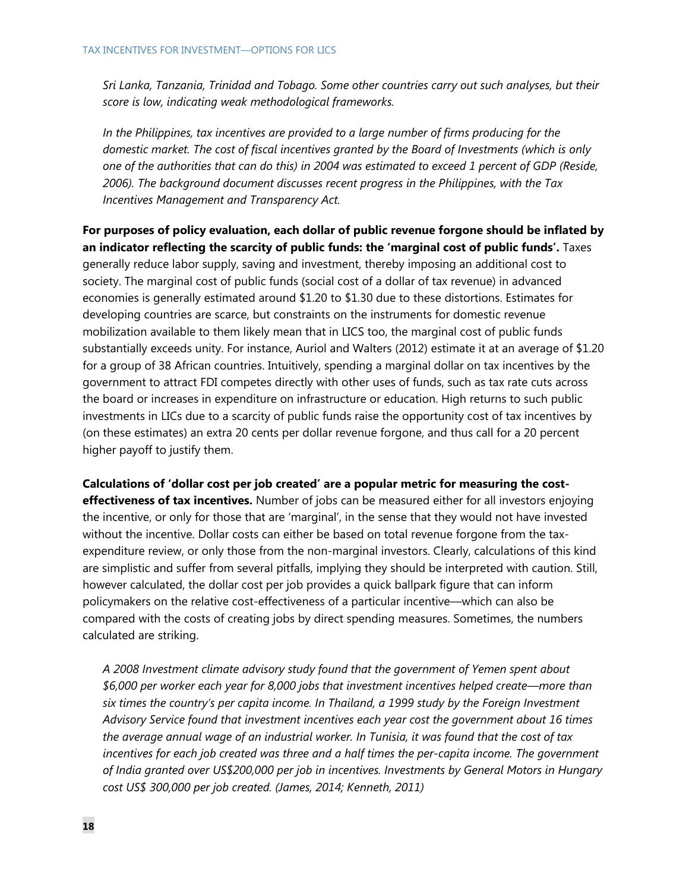*Sri Lanka, Tanzania, Trinidad and Tobago. Some other countries carry out such analyses, but their score is low, indicating weak methodological frameworks.*

*In the Philippines, tax incentives are provided to a large number of firms producing for the domestic market. The cost of fiscal incentives granted by the Board of Investments (which is only one of the authorities that can do this) in 2004 was estimated to exceed 1 percent of GDP (Reside, 2006). The background document discusses recent progress in the Philippines, with the Tax Incentives Management and Transparency Act.*

**For purposes of policy evaluation, each dollar of public revenue forgone should be inflated by an indicator reflecting the scarcity of public funds: the 'marginal cost of public funds'.** Taxes generally reduce labor supply, saving and investment, thereby imposing an additional cost to society. The marginal cost of public funds (social cost of a dollar of tax revenue) in advanced economies is generally estimated around $1.20 to $1.30 due to these distortions. Estimates for developing countries are scarce, but constraints on the instruments for domestic revenue mobilization available to them likely mean that in LICS too, the marginal cost of public funds substantially exceeds unity. For instance, Auriol and Walters (2012) estimate it at an average of $1.20 for a group of 38 African countries. Intuitively, spending a marginal dollar on tax incentives by the government to attract FDI competes directly with other uses of funds, such as tax rate cuts across the board or increases in expenditure on infrastructure or education. High returns to such public investments in LICs due to a scarcity of public funds raise the opportunity cost of tax incentives by (on these estimates) an extra 20 cents per dollar revenue forgone, and thus call for a 20 percent higher payoff to justify them.

**Calculations of 'dollar cost per job created' are a popular metric for measuring the cost-effectiveness of tax incentives.** Number of jobs can be measured either for all investors enjoying the incentive, or only for those that are 'marginal', in the sense that they would not have invested without the incentive. Dollar costs can either be based on total revenue forgone from the tax-expenditure review, or only those from the non-marginal investors. Clearly, calculations of this kind are simplistic and suffer from several pitfalls, implying they should be interpreted with caution. Still, however calculated, the dollar cost per job provides a quick ballpark figure that can inform policymakers on the relative cost-effectiveness of a particular incentive—which can also be compared with the costs of creating jobs by direct spending measures. Sometimes, the numbers calculated are striking.

*A 2008 Investment climate advisory study found that the government of Yemen spent about $6,000 per worker each year for 8,000 jobs that investment incentives helped create—more than six times the country's per capita income. In Thailand, a 1999 study by the Foreign Investment Advisory Service found that investment incentives each year cost the government about 16 times the average annual wage of an industrial worker. In Tunisia, it was found that the cost of tax incentives for each job created was three and a half times the per-capita income. The government of India granted over US$200,000 per job in incentives. Investments by General Motors in Hungary cost US$ 300,000 per job created. (James, 2014; Kenneth, 2011)*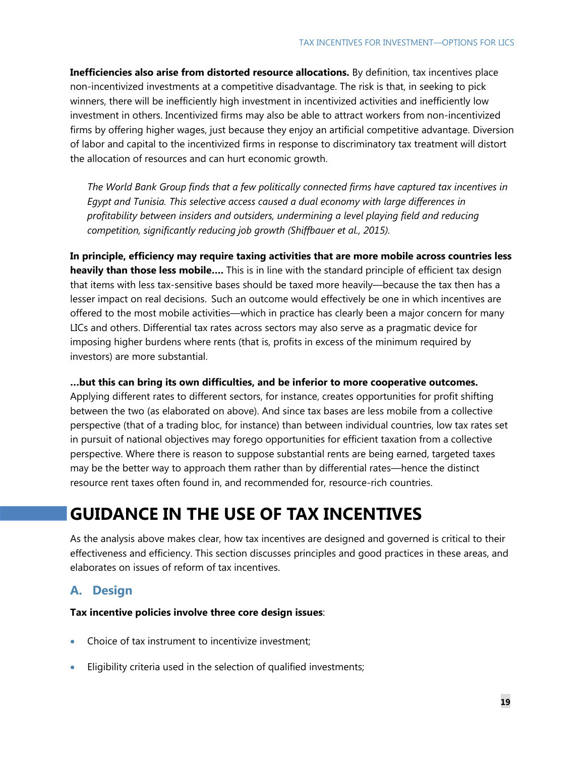**Inefficiencies also arise from distorted resource allocations.** By definition, tax incentives place non-incentivized investments at a competitive disadvantage. The risk is that, in seeking to pick winners, there will be inefficiently high investment in incentivized activities and inefficiently low investment in others. Incentivized firms may also be able to attract workers from non-incentivized firms by offering higher wages, just because they enjoy an artificial competitive advantage. Diversion of labor and capital to the incentivized firms in response to discriminatory tax treatment will distort the allocation of resources and can hurt economic growth.

> *The World Bank Group finds that a few politically connected firms have captured tax incentives in Egypt and Tunisia. This selective access caused a dual economy with large differences in profitability between insiders and outsiders, undermining a level playing field and reducing competition, significantly reducing job growth (Shiffbauer et al., 2015).*

**In principle, efficiency may require taxing activities that are more mobile across countries less heavily than those less mobile….** This is in line with the standard principle of efficient tax design that items with less tax-sensitive bases should be taxed more heavily—because the tax then has a lesser impact on real decisions. Such an outcome would effectively be one in which incentives are offered to the most mobile activities—which in practice has clearly been a major concern for many LICs and others. Differential tax rates across sectors may also serve as a pragmatic device for imposing higher burdens where rents (that is, profits in excess of the minimum required by investors) are more substantial.

**…but this can bring its own difficulties, and be inferior to more cooperative outcomes.** Applying different rates to different sectors, for instance, creates opportunities for profit shifting between the two (as elaborated on above). And since tax bases are less mobile from a collective perspective (that of a trading bloc, for instance) than between individual countries, low tax rates set in pursuit of national objectives may forego opportunities for efficient taxation from a collective perspective. Where there is reason to suppose substantial rents are being earned, targeted taxes may be the better way to approach them rather than by differential rates—hence the distinct resource rent taxes often found in, and recommended for, resource-rich countries.

# GUIDANCE IN THE USE OF TAX INCENTIVES

As the analysis above makes clear, how tax incentives are designed and governed is critical to their effectiveness and efficiency. This section discusses principles and good practices in these areas, and elaborates on issues of reform of tax incentives.

## A. Design

**Tax incentive policies involve three core design issues**:

- Choice of tax instrument to incentivize investment;
- Eligibility criteria used in the selection of qualified investments;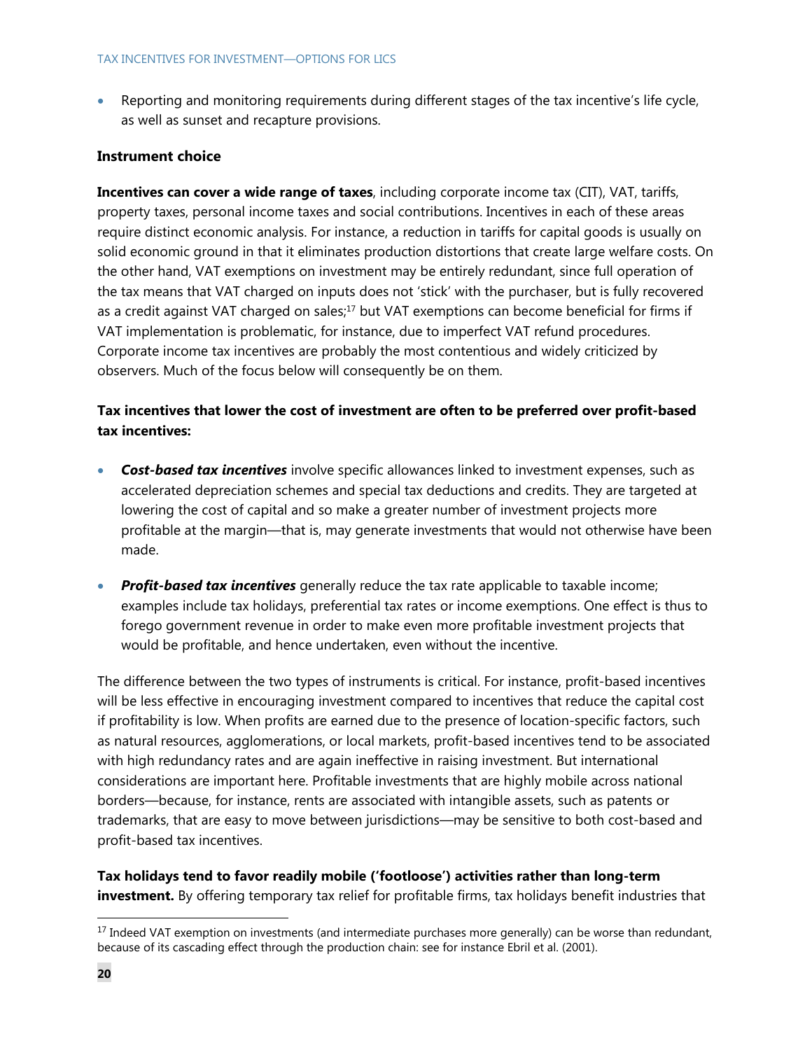- Reporting and monitoring requirements during different stages of the tax incentive's life cycle, as well as sunset and recapture provisions.

**Instrument choice**

**Incentives can cover a wide range of taxes**, including corporate income tax (CIT), VAT, tariffs, property taxes, personal income taxes and social contributions. Incentives in each of these areas require distinct economic analysis. For instance, a reduction in tariffs for capital goods is usually on solid economic ground in that it eliminates production distortions that create large welfare costs. On the other hand, VAT exemptions on investment may be entirely redundant, since full operation of the tax means that VAT charged on inputs does not 'stick' with the purchaser, but is fully recovered as a credit against VAT charged on sales;[17] but VAT exemptions can become beneficial for firms if VAT implementation is problematic, for instance, due to imperfect VAT refund procedures. Corporate income tax incentives are probably the most contentious and widely criticized by observers. Much of the focus below will consequently be on them.

**Tax incentives that lower the cost of investment are often to be preferred over profit-based tax incentives:**

- ***Cost-based tax incentives*** involve specific allowances linked to investment expenses, such as accelerated depreciation schemes and special tax deductions and credits. They are targeted at lowering the cost of capital and so make a greater number of investment projects more profitable at the margin—that is, may generate investments that would not otherwise have been made.
- ***Profit-based tax incentives*** generally reduce the tax rate applicable to taxable income; examples include tax holidays, preferential tax rates or income exemptions. One effect is thus to forego government revenue in order to make even more profitable investment projects that would be profitable, and hence undertaken, even without the incentive.

The difference between the two types of instruments is critical. For instance, profit-based incentives will be less effective in encouraging investment compared to incentives that reduce the capital cost if profitability is low. When profits are earned due to the presence of location-specific factors, such as natural resources, agglomerations, or local markets, profit-based incentives tend to be associated with high redundancy rates and are again ineffective in raising investment. But international considerations are important here. Profitable investments that are highly mobile across national borders—because, for instance, rents are associated with intangible assets, such as patents or trademarks, that are easy to move between jurisdictions—may be sensitive to both cost-based and profit-based tax incentives.

**Tax holidays tend to favor readily mobile ('footloose') activities rather than long-term investment.** By offering temporary tax relief for profitable firms, tax holidays benefit industries that

[17] Indeed VAT exemption on investments (and intermediate purchases more generally) can be worse than redundant, because of its cascading effect through the production chain: see for instance Ebril et al. (2001).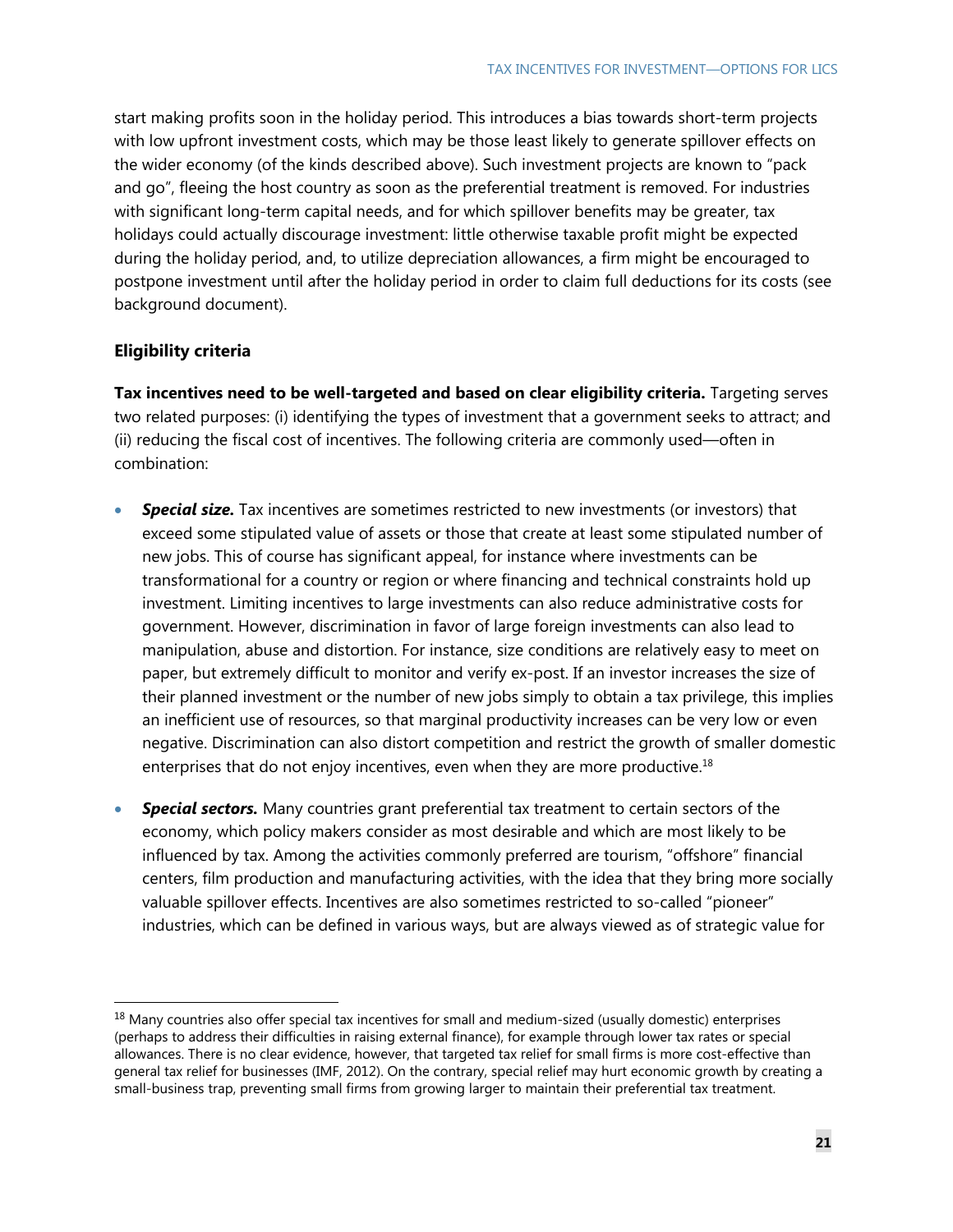start making profits soon in the holiday period. This introduces a bias towards short-term projects with low upfront investment costs, which may be those least likely to generate spillover effects on the wider economy (of the kinds described above). Such investment projects are known to "pack and go", fleeing the host country as soon as the preferential treatment is removed. For industries with significant long-term capital needs, and for which spillover benefits may be greater, tax holidays could actually discourage investment: little otherwise taxable profit might be expected during the holiday period, and, to utilize depreciation allowances, a firm might be encouraged to postpone investment until after the holiday period in order to claim full deductions for its costs (see background document).

### Eligibility criteria

**Tax incentives need to be well-targeted and based on clear eligibility criteria.** Targeting serves two related purposes: (i) identifying the types of investment that a government seeks to attract; and (ii) reducing the fiscal cost of incentives. The following criteria are commonly used—often in combination:

- ***Special size.*** Tax incentives are sometimes restricted to new investments (or investors) that exceed some stipulated value of assets or those that create at least some stipulated number of new jobs. This of course has significant appeal, for instance where investments can be transformational for a country or region or where financing and technical constraints hold up investment. Limiting incentives to large investments can also reduce administrative costs for government. However, discrimination in favor of large foreign investments can also lead to manipulation, abuse and distortion. For instance, size conditions are relatively easy to meet on paper, but extremely difficult to monitor and verify ex-post. If an investor increases the size of their planned investment or the number of new jobs simply to obtain a tax privilege, this implies an inefficient use of resources, so that marginal productivity increases can be very low or even negative. Discrimination can also distort competition and restrict the growth of smaller domestic enterprises that do not enjoy incentives, even when they are more productive.[18]

- ***Special sectors.*** Many countries grant preferential tax treatment to certain sectors of the economy, which policy makers consider as most desirable and which are most likely to be influenced by tax. Among the activities commonly preferred are tourism, "offshore" financial centers, film production and manufacturing activities, with the idea that they bring more socially valuable spillover effects. Incentives are also sometimes restricted to so-called "pioneer" industries, which can be defined in various ways, but are always viewed as of strategic value for

[18] Many countries also offer special tax incentives for small and medium-sized (usually domestic) enterprises (perhaps to address their difficulties in raising external finance), for example through lower tax rates or special allowances. There is no clear evidence, however, that targeted tax relief for small firms is more cost-effective than general tax relief for businesses (IMF, 2012). On the contrary, special relief may hurt economic growth by creating a small-business trap, preventing small firms from growing larger to maintain their preferential tax treatment.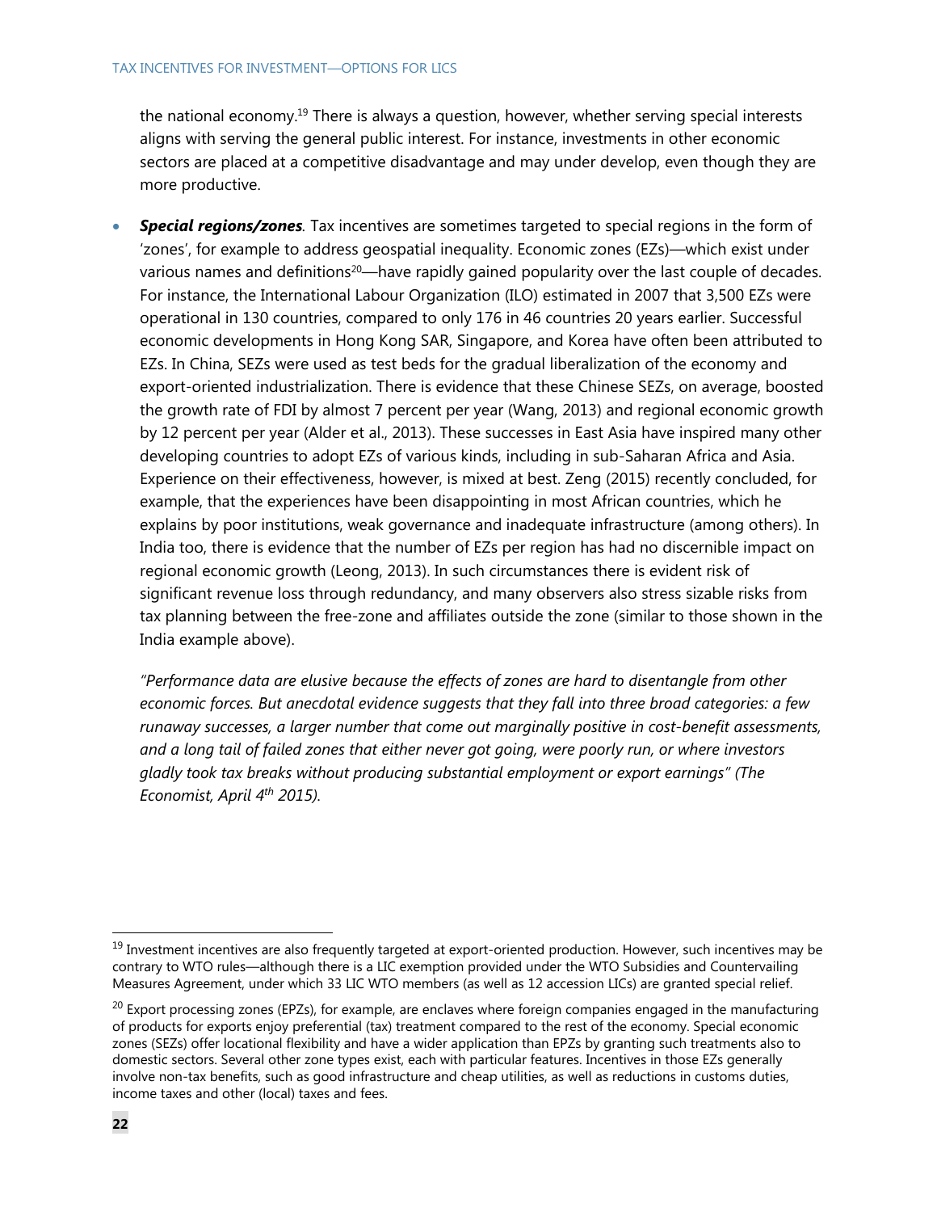the national economy.[19] There is always a question, however, whether serving special interests aligns with serving the general public interest. For instance, investments in other economic sectors are placed at a competitive disadvantage and may under develop, even though they are more productive.

- ***Special regions/zones***. Tax incentives are sometimes targeted to special regions in the form of 'zones', for example to address geospatial inequality. Economic zones (EZs)—which exist under various names and definitions[20]—have rapidly gained popularity over the last couple of decades. For instance, the International Labour Organization (ILO) estimated in 2007 that 3,500 EZs were operational in 130 countries, compared to only 176 in 46 countries 20 years earlier. Successful economic developments in Hong Kong SAR, Singapore, and Korea have often been attributed to EZs. In China, SEZs were used as test beds for the gradual liberalization of the economy and export-oriented industrialization. There is evidence that these Chinese SEZs, on average, boosted the growth rate of FDI by almost 7 percent per year (Wang, 2013) and regional economic growth by 12 percent per year (Alder et al., 2013). These successes in East Asia have inspired many other developing countries to adopt EZs of various kinds, including in sub-Saharan Africa and Asia. Experience on their effectiveness, however, is mixed at best. Zeng (2015) recently concluded, for example, that the experiences have been disappointing in most African countries, which he explains by poor institutions, weak governance and inadequate infrastructure (among others). In India too, there is evidence that the number of EZs per region has had no discernible impact on regional economic growth (Leong, 2013). In such circumstances there is evident risk of significant revenue loss through redundancy, and many observers also stress sizable risks from tax planning between the free-zone and affiliates outside the zone (similar to those shown in the India example above).

  *"Performance data are elusive because the effects of zones are hard to disentangle from other economic forces. But anecdotal evidence suggests that they fall into three broad categories: a few runaway successes, a larger number that come out marginally positive in cost-benefit assessments, and a long tail of failed zones that either never got going, were poorly run, or where investors gladly took tax breaks without producing substantial employment or export earnings" (The Economist, April 4th 2015).*

---

[19] Investment incentives are also frequently targeted at export-oriented production. However, such incentives may be contrary to WTO rules—although there is a LIC exemption provided under the WTO Subsidies and Countervailing Measures Agreement, under which 33 LIC WTO members (as well as 12 accession LICs) are granted special relief.

[20] Export processing zones (EPZs), for example, are enclaves where foreign companies engaged in the manufacturing of products for exports enjoy preferential (tax) treatment compared to the rest of the economy. Special economic zones (SEZs) offer locational flexibility and have a wider application than EPZs by granting such treatments also to domestic sectors. Several other zone types exist, each with particular features. Incentives in those EZs generally involve non-tax benefits, such as good infrastructure and cheap utilities, as well as reductions in customs duties, income taxes and other (local) taxes and fees.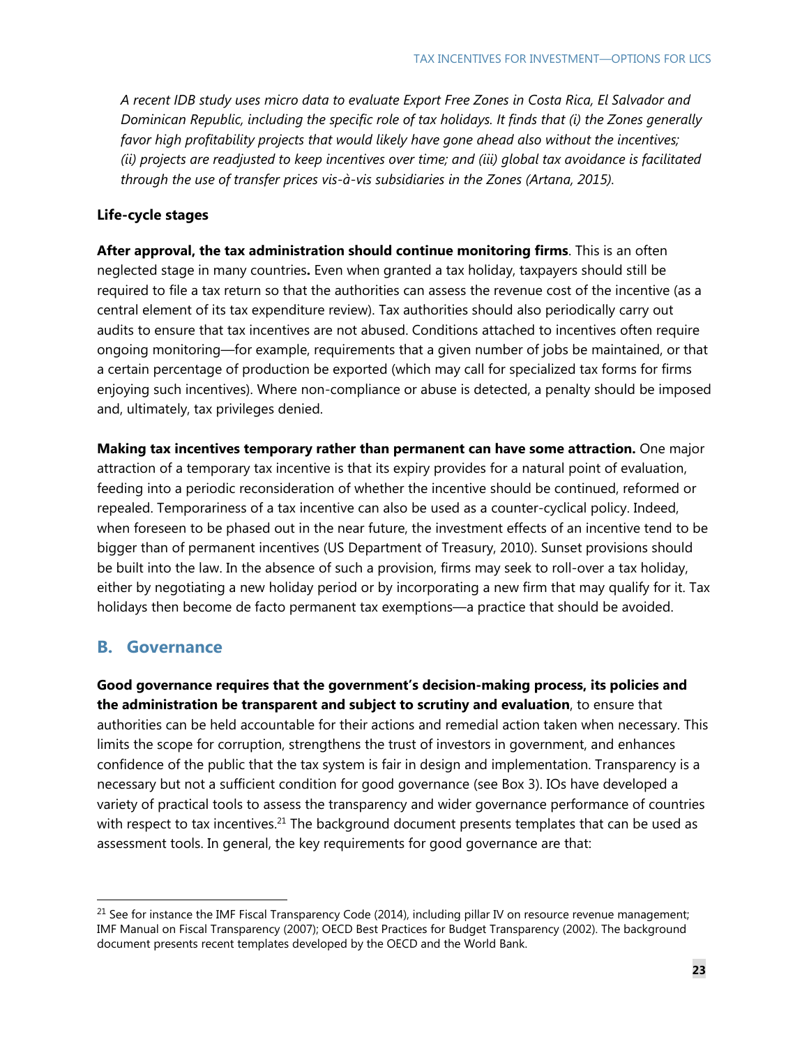*A recent IDB study uses micro data to evaluate Export Free Zones in Costa Rica, El Salvador and Dominican Republic, including the specific role of tax holidays. It finds that (i) the Zones generally favor high profitability projects that would likely have gone ahead also without the incentives; (ii) projects are readjusted to keep incentives over time; and (iii) global tax avoidance is facilitated through the use of transfer prices vis-à-vis subsidiaries in the Zones (Artana, 2015).*

### Life-cycle stages

**After approval, the tax administration should continue monitoring firms**. This is an often neglected stage in many countries**.** Even when granted a tax holiday, taxpayers should still be required to file a tax return so that the authorities can assess the revenue cost of the incentive (as a central element of its tax expenditure review). Tax authorities should also periodically carry out audits to ensure that tax incentives are not abused. Conditions attached to incentives often require ongoing monitoring—for example, requirements that a given number of jobs be maintained, or that a certain percentage of production be exported (which may call for specialized tax forms for firms enjoying such incentives). Where non-compliance or abuse is detected, a penalty should be imposed and, ultimately, tax privileges denied.

**Making tax incentives temporary rather than permanent can have some attraction.** One major attraction of a temporary tax incentive is that its expiry provides for a natural point of evaluation, feeding into a periodic reconsideration of whether the incentive should be continued, reformed or repealed. Temporariness of a tax incentive can also be used as a counter-cyclical policy. Indeed, when foreseen to be phased out in the near future, the investment effects of an incentive tend to be bigger than of permanent incentives (US Department of Treasury, 2010). Sunset provisions should be built into the law. In the absence of such a provision, firms may seek to roll-over a tax holiday, either by negotiating a new holiday period or by incorporating a new firm that may qualify for it. Tax holidays then become de facto permanent tax exemptions—a practice that should be avoided.

## B. Governance

**Good governance requires that the government's decision-making process, its policies and the administration be transparent and subject to scrutiny and evaluation**, to ensure that authorities can be held accountable for their actions and remedial action taken when necessary. This limits the scope for corruption, strengthens the trust of investors in government, and enhances confidence of the public that the tax system is fair in design and implementation. Transparency is a necessary but not a sufficient condition for good governance (see Box 3). IOs have developed a variety of practical tools to assess the transparency and wider governance performance of countries with respect to tax incentives.[21] The background document presents templates that can be used as assessment tools. In general, the key requirements for good governance are that:

---

[21] See for instance the IMF Fiscal Transparency Code (2014), including pillar IV on resource revenue management; IMF Manual on Fiscal Transparency (2007); OECD Best Practices for Budget Transparency (2002). The background document presents recent templates developed by the OECD and the World Bank.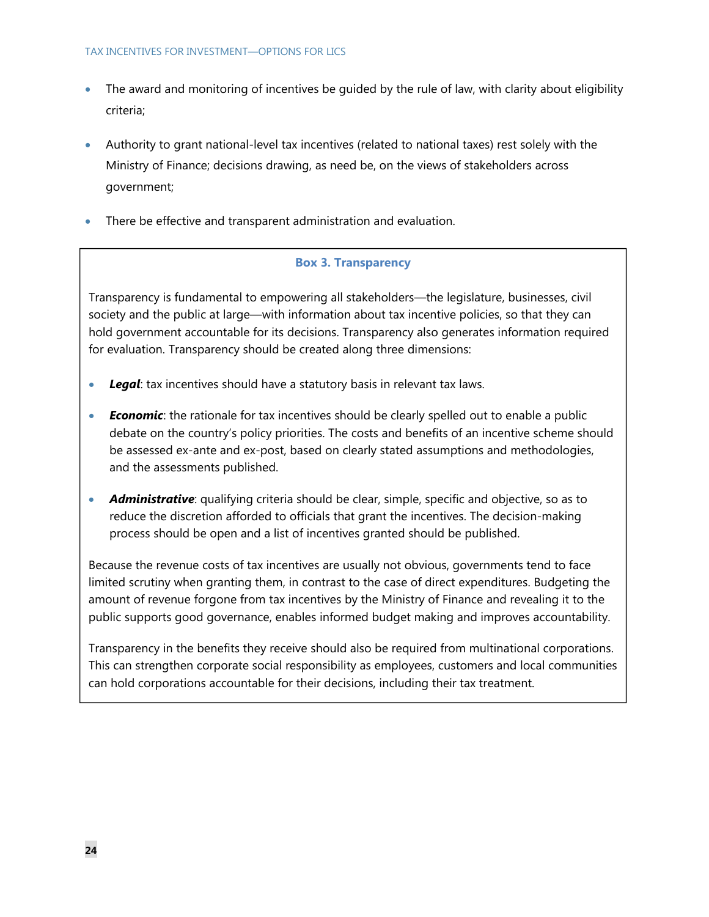- The award and monitoring of incentives be guided by the rule of law, with clarity about eligibility criteria;
- Authority to grant national-level tax incentives (related to national taxes) rest solely with the Ministry of Finance; decisions drawing, as need be, on the views of stakeholders across government;
- There be effective and transparent administration and evaluation.

### Box 3. Transparency

Transparency is fundamental to empowering all stakeholders—the legislature, businesses, civil society and the public at large—with information about tax incentive policies, so that they can hold government accountable for its decisions. Transparency also generates information required for evaluation. Transparency should be created along three dimensions:

- ***Legal***: tax incentives should have a statutory basis in relevant tax laws.
- ***Economic***: the rationale for tax incentives should be clearly spelled out to enable a public debate on the country's policy priorities. The costs and benefits of an incentive scheme should be assessed ex-ante and ex-post, based on clearly stated assumptions and methodologies, and the assessments published.
- ***Administrative***: qualifying criteria should be clear, simple, specific and objective, so as to reduce the discretion afforded to officials that grant the incentives. The decision-making process should be open and a list of incentives granted should be published.

Because the revenue costs of tax incentives are usually not obvious, governments tend to face limited scrutiny when granting them, in contrast to the case of direct expenditures. Budgeting the amount of revenue forgone from tax incentives by the Ministry of Finance and revealing it to the public supports good governance, enables informed budget making and improves accountability.

Transparency in the benefits they receive should also be required from multinational corporations. This can strengthen corporate social responsibility as employees, customers and local communities can hold corporations accountable for their decisions, including their tax treatment.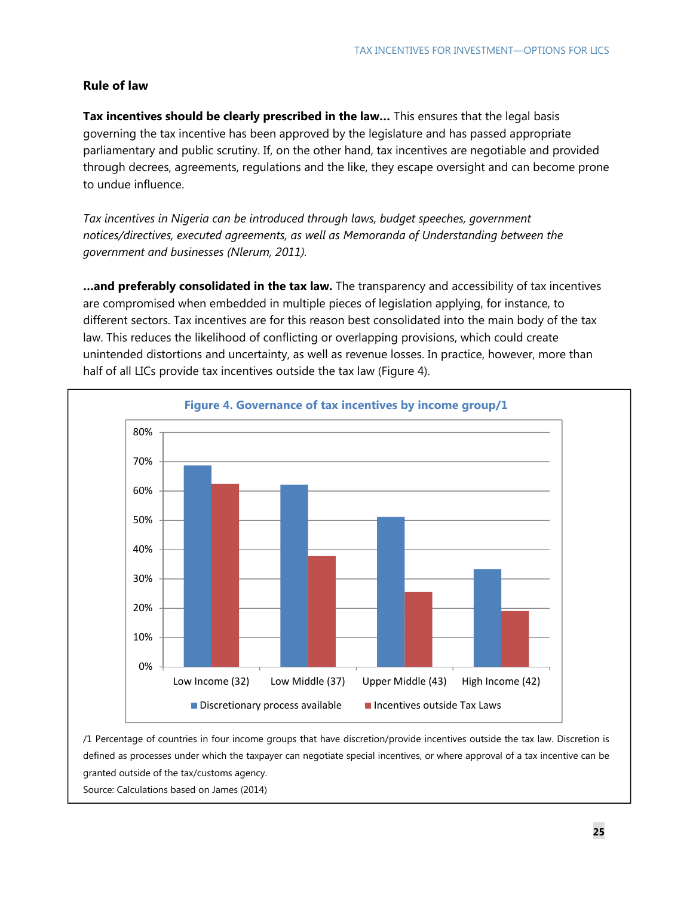### Rule of law

**Tax incentives should be clearly prescribed in the law…** This ensures that the legal basis governing the tax incentive has been approved by the legislature and has passed appropriate parliamentary and public scrutiny. If, on the other hand, tax incentives are negotiable and provided through decrees, agreements, regulations and the like, they escape oversight and can become prone to undue influence.

*Tax incentives in Nigeria can be introduced through laws, budget speeches, government notices/directives, executed agreements, as well as Memoranda of Understanding between the government and businesses (Nlerum, 2011).*

**…and preferably consolidated in the tax law.** The transparency and accessibility of tax incentives are compromised when embedded in multiple pieces of legislation applying, for instance, to different sectors. Tax incentives are for this reason best consolidated into the main body of the tax law. This reduces the likelihood of conflicting or overlapping provisions, which could create unintended distortions and uncertainty, as well as revenue losses. In practice, however, more than half of all LICs provide tax incentives outside the tax law (Figure 4).

**Figure 4. Governance of tax incentives by income group/1**

| Income group | Discretionary process available | Incentives outside Tax Laws |
|---|---|---|
| Low Income (32) | ~69% | ~62% |
| Low Middle (37) | ~62% | ~38% |
| Upper Middle (43) | ~51% | ~26% |
| High Income (42) | ~33% | ~19% |

/1 Percentage of countries in four income groups that have discretion/provide incentives outside the tax law. Discretion is defined as processes under which the taxpayer can negotiate special incentives, or where approval of a tax incentive can be granted outside of the tax/customs agency.

Source: Calculations based on James (2014)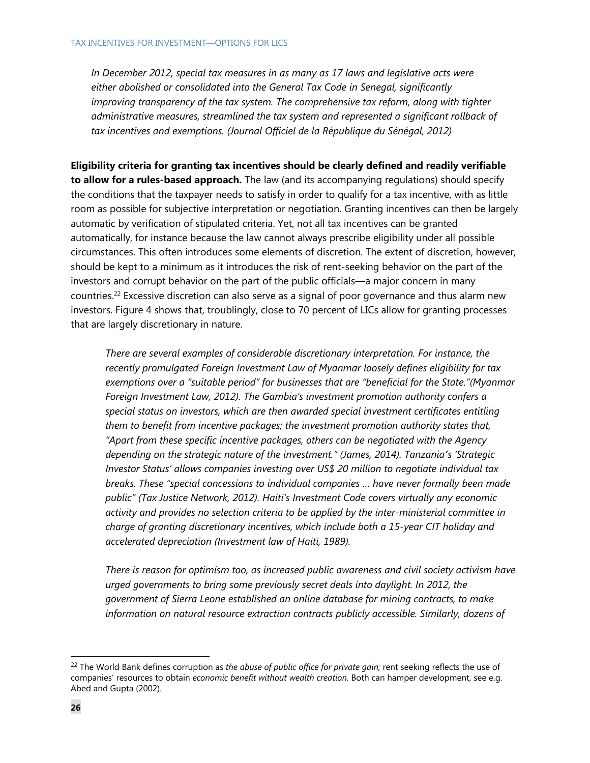*In December 2012, special tax measures in as many as 17 laws and legislative acts were either abolished or consolidated into the General Tax Code in Senegal, significantly improving transparency of the tax system. The comprehensive tax reform, along with tighter administrative measures, streamlined the tax system and represented a significant rollback of tax incentives and exemptions. (Journal Officiel de la République du Sénégal, 2012)*

**Eligibility criteria for granting tax incentives should be clearly defined and readily verifiable to allow for a rules-based approach.** The law (and its accompanying regulations) should specify the conditions that the taxpayer needs to satisfy in order to qualify for a tax incentive, with as little room as possible for subjective interpretation or negotiation. Granting incentives can then be largely automatic by verification of stipulated criteria. Yet, not all tax incentives can be granted automatically, for instance because the law cannot always prescribe eligibility under all possible circumstances. This often introduces some elements of discretion. The extent of discretion, however, should be kept to a minimum as it introduces the risk of rent-seeking behavior on the part of the investors and corrupt behavior on the part of the public officials—a major concern in many countries.[22] Excessive discretion can also serve as a signal of poor governance and thus alarm new investors. Figure 4 shows that, troublingly, close to 70 percent of LICs allow for granting processes that are largely discretionary in nature.

*There are several examples of considerable discretionary interpretation. For instance, the recently promulgated Foreign Investment Law of Myanmar loosely defines eligibility for tax exemptions over a "suitable period" for businesses that are "beneficial for the State."(Myanmar Foreign Investment Law, 2012). The Gambia's investment promotion authority confers a special status on investors, which are then awarded special investment certificates entitling them to benefit from incentive packages; the investment promotion authority states that, "Apart from these specific incentive packages, others can be negotiated with the Agency depending on the strategic nature of the investment." (James, 2014). Tanzania's 'Strategic Investor Status' allows companies investing over US$ 20 million to negotiate individual tax breaks. These "special concessions to individual companies … have never formally been made public" (Tax Justice Network, 2012). Haiti's Investment Code covers virtually any economic activity and provides no selection criteria to be applied by the inter-ministerial committee in charge of granting discretionary incentives, which include both a 15-year CIT holiday and accelerated depreciation (Investment law of Haiti, 1989).*

*There is reason for optimism too, as increased public awareness and civil society activism have urged governments to bring some previously secret deals into daylight. In 2012, the government of Sierra Leone established an online database for mining contracts, to make information on natural resource extraction contracts publicly accessible. Similarly, dozens of*

---

[22] The World Bank defines corruption as *the abuse of public office for private gain;* rent seeking reflects the use of companies' resources to obtain *economic benefit without wealth creation*. Both can hamper development, see e.g. Abed and Gupta (2002).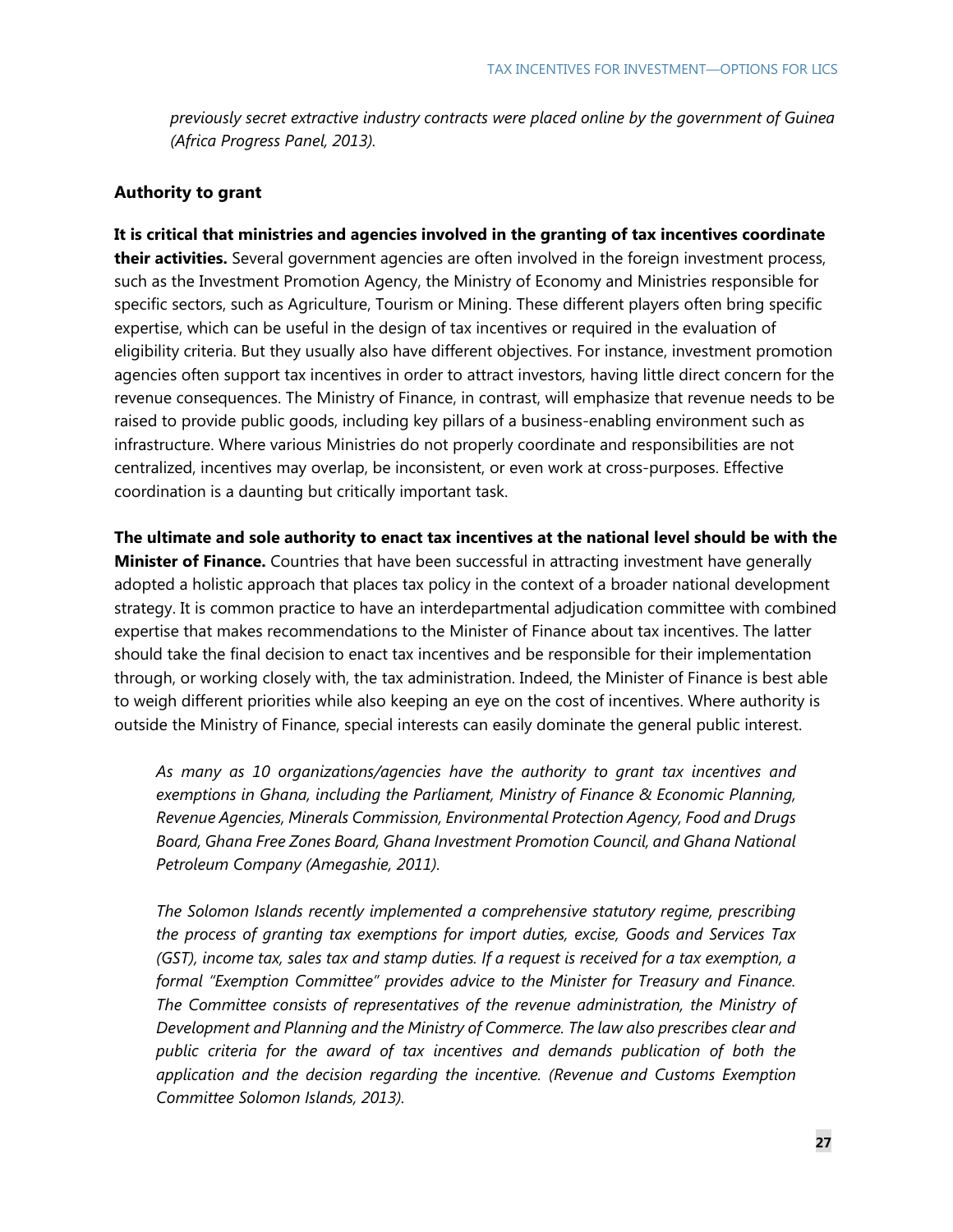*previously secret extractive industry contracts were placed online by the government of Guinea (Africa Progress Panel, 2013).*

### Authority to grant

**It is critical that ministries and agencies involved in the granting of tax incentives coordinate their activities.** Several government agencies are often involved in the foreign investment process, such as the Investment Promotion Agency, the Ministry of Economy and Ministries responsible for specific sectors, such as Agriculture, Tourism or Mining. These different players often bring specific expertise, which can be useful in the design of tax incentives or required in the evaluation of eligibility criteria. But they usually also have different objectives. For instance, investment promotion agencies often support tax incentives in order to attract investors, having little direct concern for the revenue consequences. The Ministry of Finance, in contrast, will emphasize that revenue needs to be raised to provide public goods, including key pillars of a business-enabling environment such as infrastructure. Where various Ministries do not properly coordinate and responsibilities are not centralized, incentives may overlap, be inconsistent, or even work at cross-purposes. Effective coordination is a daunting but critically important task.

**The ultimate and sole authority to enact tax incentives at the national level should be with the Minister of Finance.** Countries that have been successful in attracting investment have generally adopted a holistic approach that places tax policy in the context of a broader national development strategy. It is common practice to have an interdepartmental adjudication committee with combined expertise that makes recommendations to the Minister of Finance about tax incentives. The latter should take the final decision to enact tax incentives and be responsible for their implementation through, or working closely with, the tax administration. Indeed, the Minister of Finance is best able to weigh different priorities while also keeping an eye on the cost of incentives. Where authority is outside the Ministry of Finance, special interests can easily dominate the general public interest.

*As many as 10 organizations/agencies have the authority to grant tax incentives and exemptions in Ghana, including the Parliament, Ministry of Finance & Economic Planning, Revenue Agencies, Minerals Commission, Environmental Protection Agency, Food and Drugs Board, Ghana Free Zones Board, Ghana Investment Promotion Council, and Ghana National Petroleum Company (Amegashie, 2011).*

*The Solomon Islands recently implemented a comprehensive statutory regime, prescribing the process of granting tax exemptions for import duties, excise, Goods and Services Tax (GST), income tax, sales tax and stamp duties. If a request is received for a tax exemption, a formal "Exemption Committee" provides advice to the Minister for Treasury and Finance. The Committee consists of representatives of the revenue administration, the Ministry of Development and Planning and the Ministry of Commerce. The law also prescribes clear and public criteria for the award of tax incentives and demands publication of both the application and the decision regarding the incentive. (Revenue and Customs Exemption Committee Solomon Islands, 2013).*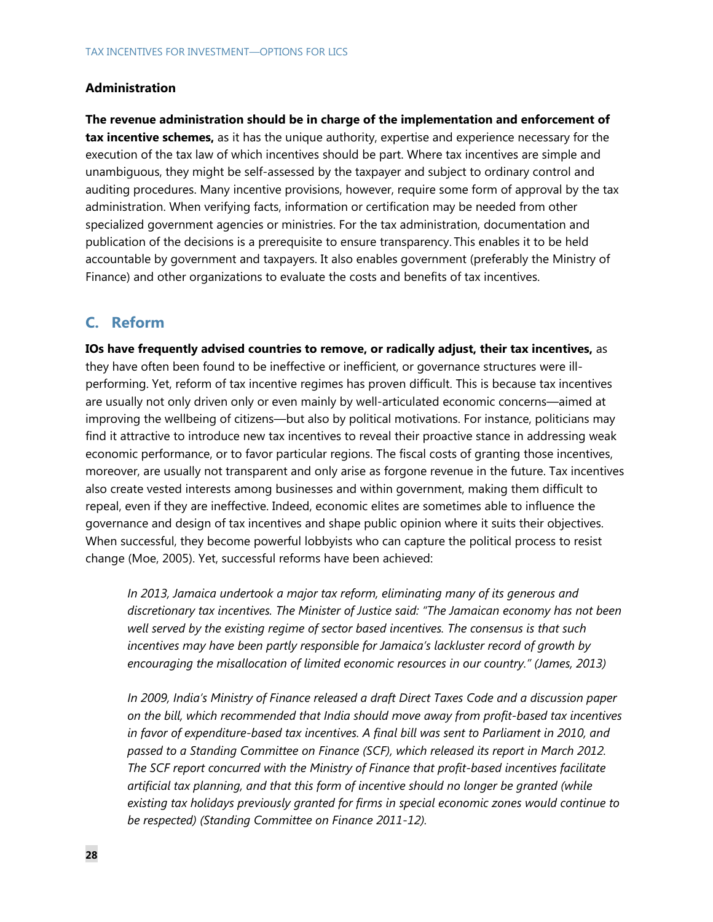### Administration

**The revenue administration should be in charge of the implementation and enforcement of tax incentive schemes,** as it has the unique authority, expertise and experience necessary for the execution of the tax law of which incentives should be part. Where tax incentives are simple and unambiguous, they might be self-assessed by the taxpayer and subject to ordinary control and auditing procedures. Many incentive provisions, however, require some form of approval by the tax administration. When verifying facts, information or certification may be needed from other specialized government agencies or ministries. For the tax administration, documentation and publication of the decisions is a prerequisite to ensure transparency. This enables it to be held accountable by government and taxpayers. It also enables government (preferably the Ministry of Finance) and other organizations to evaluate the costs and benefits of tax incentives.

## C. Reform

**IOs have frequently advised countries to remove, or radically adjust, their tax incentives,** as they have often been found to be ineffective or inefficient, or governance structures were ill-performing. Yet, reform of tax incentive regimes has proven difficult. This is because tax incentives are usually not only driven only or even mainly by well-articulated economic concerns—aimed at improving the wellbeing of citizens—but also by political motivations. For instance, politicians may find it attractive to introduce new tax incentives to reveal their proactive stance in addressing weak economic performance, or to favor particular regions. The fiscal costs of granting those incentives, moreover, are usually not transparent and only arise as forgone revenue in the future. Tax incentives also create vested interests among businesses and within government, making them difficult to repeal, even if they are ineffective. Indeed, economic elites are sometimes able to influence the governance and design of tax incentives and shape public opinion where it suits their objectives. When successful, they become powerful lobbyists who can capture the political process to resist change (Moe, 2005). Yet, successful reforms have been achieved:

> *In 2013, Jamaica undertook a major tax reform, eliminating many of its generous and discretionary tax incentives. The Minister of Justice said: "The Jamaican economy has not been well served by the existing regime of sector based incentives. The consensus is that such incentives may have been partly responsible for Jamaica's lackluster record of growth by encouraging the misallocation of limited economic resources in our country." (James, 2013)*

> *In 2009, India's Ministry of Finance released a draft Direct Taxes Code and a discussion paper on the bill, which recommended that India should move away from profit-based tax incentives in favor of expenditure-based tax incentives. A final bill was sent to Parliament in 2010, and passed to a Standing Committee on Finance (SCF), which released its report in March 2012. The SCF report concurred with the Ministry of Finance that profit-based incentives facilitate artificial tax planning, and that this form of incentive should no longer be granted (while existing tax holidays previously granted for firms in special economic zones would continue to be respected) (Standing Committee on Finance 2011-12).*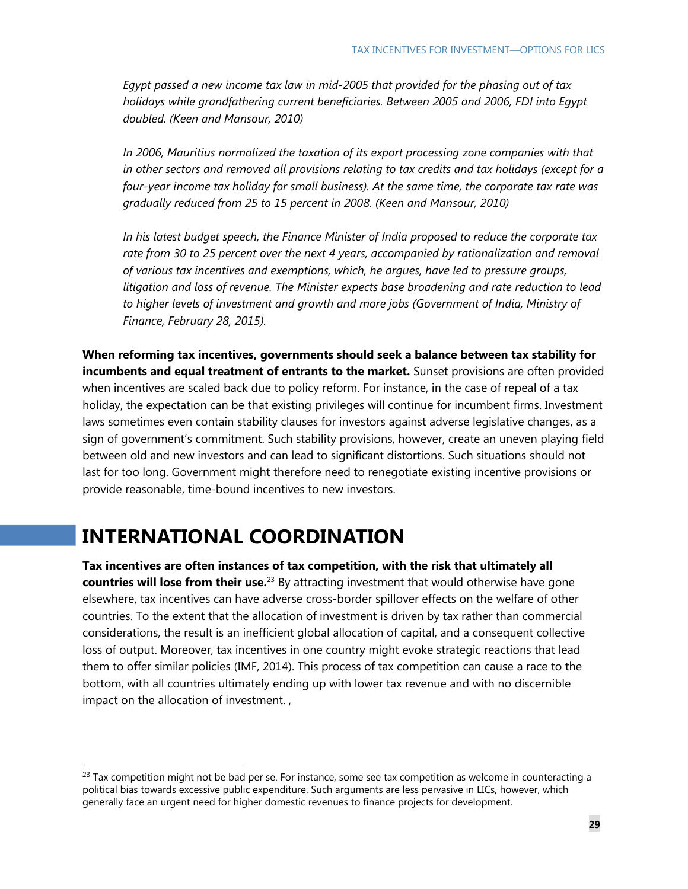*Egypt passed a new income tax law in mid-2005 that provided for the phasing out of tax holidays while grandfathering current beneficiaries. Between 2005 and 2006, FDI into Egypt doubled. (Keen and Mansour, 2010)*

*In 2006, Mauritius normalized the taxation of its export processing zone companies with that in other sectors and removed all provisions relating to tax credits and tax holidays (except for a four-year income tax holiday for small business). At the same time, the corporate tax rate was gradually reduced from 25 to 15 percent in 2008. (Keen and Mansour, 2010)*

*In his latest budget speech, the Finance Minister of India proposed to reduce the corporate tax rate from 30 to 25 percent over the next 4 years, accompanied by rationalization and removal of various tax incentives and exemptions, which, he argues, have led to pressure groups, litigation and loss of revenue. The Minister expects base broadening and rate reduction to lead to higher levels of investment and growth and more jobs (Government of India, Ministry of Finance, February 28, 2015).*

**When reforming tax incentives, governments should seek a balance between tax stability for incumbents and equal treatment of entrants to the market.** Sunset provisions are often provided when incentives are scaled back due to policy reform. For instance, in the case of repeal of a tax holiday, the expectation can be that existing privileges will continue for incumbent firms. Investment laws sometimes even contain stability clauses for investors against adverse legislative changes, as a sign of government's commitment. Such stability provisions, however, create an uneven playing field between old and new investors and can lead to significant distortions. Such situations should not last for too long. Government might therefore need to renegotiate existing incentive provisions or provide reasonable, time-bound incentives to new investors.

# INTERNATIONAL COORDINATION

**Tax incentives are often instances of tax competition, with the risk that ultimately all countries will lose from their use.**[23] By attracting investment that would otherwise have gone elsewhere, tax incentives can have adverse cross-border spillover effects on the welfare of other countries. To the extent that the allocation of investment is driven by tax rather than commercial considerations, the result is an inefficient global allocation of capital, and a consequent collective loss of output. Moreover, tax incentives in one country might evoke strategic reactions that lead them to offer similar policies (IMF, 2014). This process of tax competition can cause a race to the bottom, with all countries ultimately ending up with lower tax revenue and with no discernible impact on the allocation of investment. ,

[23] Tax competition might not be bad per se. For instance, some see tax competition as welcome in counteracting a political bias towards excessive public expenditure. Such arguments are less pervasive in LICs, however, which generally face an urgent need for higher domestic revenues to finance projects for development.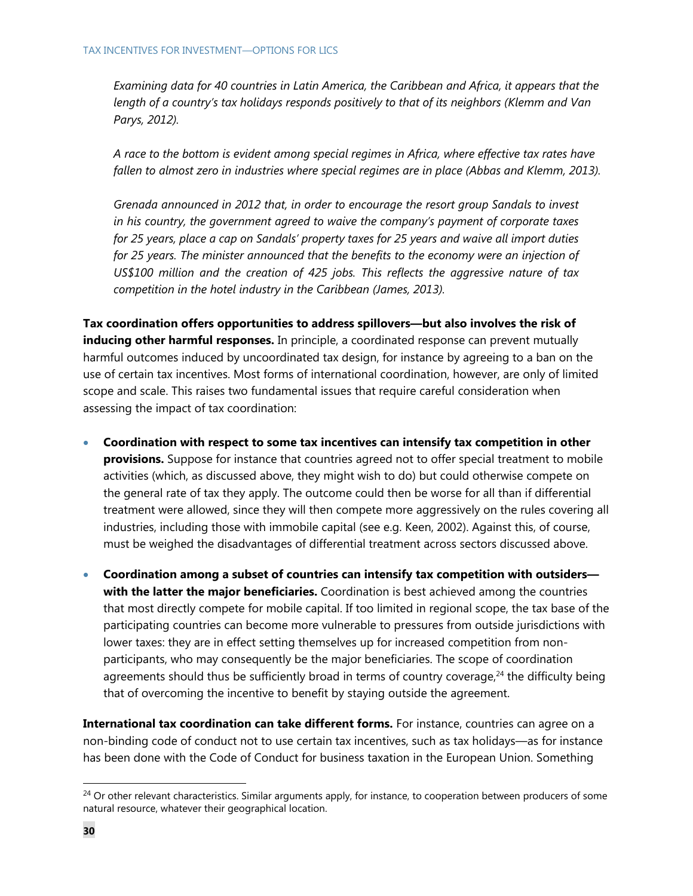*Examining data for 40 countries in Latin America, the Caribbean and Africa, it appears that the length of a country's tax holidays responds positively to that of its neighbors (Klemm and Van Parys, 2012).*

*A race to the bottom is evident among special regimes in Africa, where effective tax rates have fallen to almost zero in industries where special regimes are in place (Abbas and Klemm, 2013).*

*Grenada announced in 2012 that, in order to encourage the resort group Sandals to invest in his country, the government agreed to waive the company's payment of corporate taxes for 25 years, place a cap on Sandals' property taxes for 25 years and waive all import duties for 25 years. The minister announced that the benefits to the economy were an injection of US$100 million and the creation of 425 jobs. This reflects the aggressive nature of tax competition in the hotel industry in the Caribbean (James, 2013).*

**Tax coordination offers opportunities to address spillovers—but also involves the risk of inducing other harmful responses.** In principle, a coordinated response can prevent mutually harmful outcomes induced by uncoordinated tax design, for instance by agreeing to a ban on the use of certain tax incentives. Most forms of international coordination, however, are only of limited scope and scale. This raises two fundamental issues that require careful consideration when assessing the impact of tax coordination:

- **Coordination with respect to some tax incentives can intensify tax competition in other provisions.** Suppose for instance that countries agreed not to offer special treatment to mobile activities (which, as discussed above, they might wish to do) but could otherwise compete on the general rate of tax they apply. The outcome could then be worse for all than if differential treatment were allowed, since they will then compete more aggressively on the rules covering all industries, including those with immobile capital (see e.g. Keen, 2002). Against this, of course, must be weighed the disadvantages of differential treatment across sectors discussed above.

- **Coordination among a subset of countries can intensify tax competition with outsiders—with the latter the major beneficiaries.** Coordination is best achieved among the countries that most directly compete for mobile capital. If too limited in regional scope, the tax base of the participating countries can become more vulnerable to pressures from outside jurisdictions with lower taxes: they are in effect setting themselves up for increased competition from non-participants, who may consequently be the major beneficiaries. The scope of coordination agreements should thus be sufficiently broad in terms of country coverage,[24] the difficulty being that of overcoming the incentive to benefit by staying outside the agreement.

**International tax coordination can take different forms.** For instance, countries can agree on a non-binding code of conduct not to use certain tax incentives, such as tax holidays—as for instance has been done with the Code of Conduct for business taxation in the European Union. Something

[24] Or other relevant characteristics. Similar arguments apply, for instance, to cooperation between producers of some natural resource, whatever their geographical location.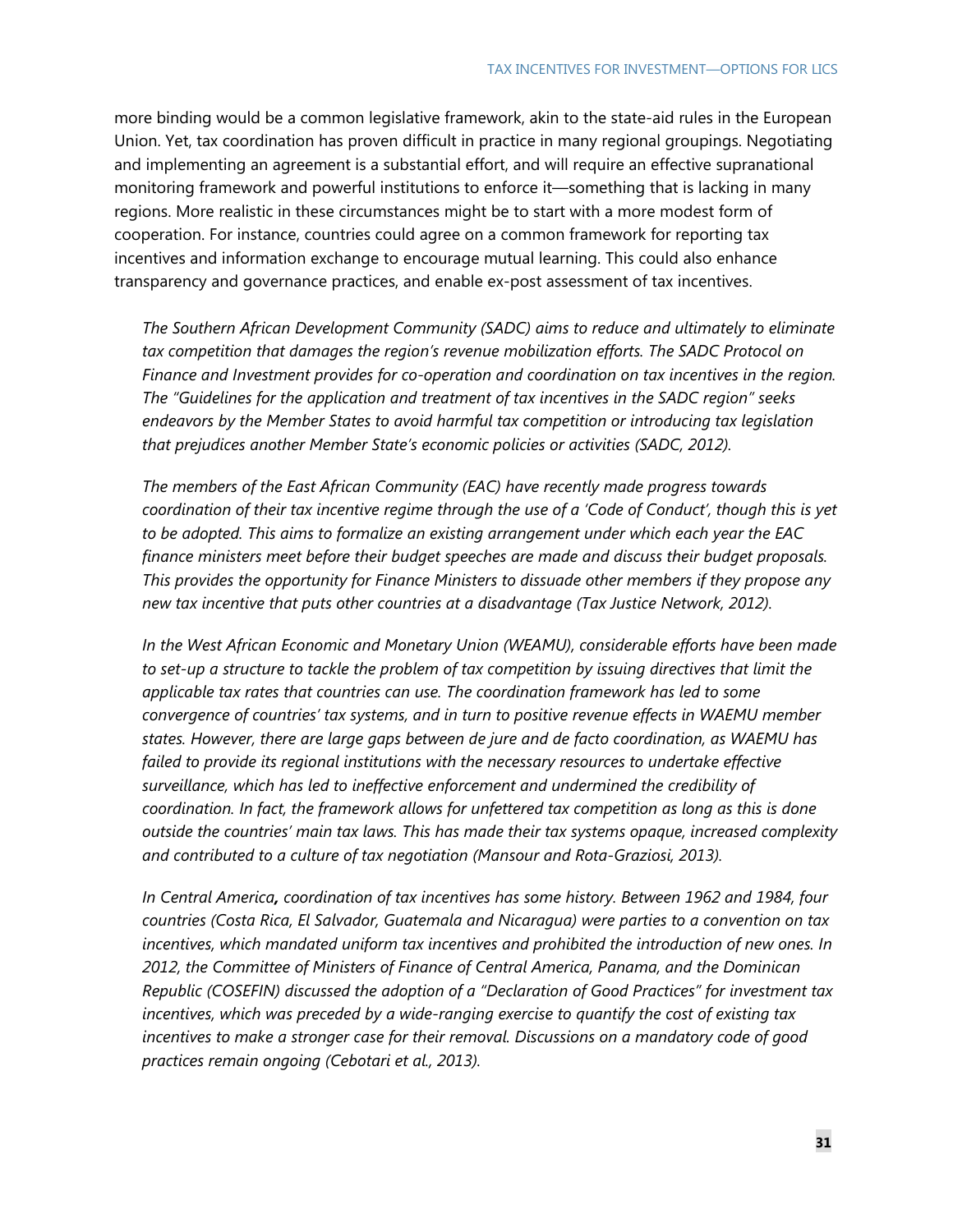more binding would be a common legislative framework, akin to the state-aid rules in the European Union. Yet, tax coordination has proven difficult in practice in many regional groupings. Negotiating and implementing an agreement is a substantial effort, and will require an effective supranational monitoring framework and powerful institutions to enforce it—something that is lacking in many regions. More realistic in these circumstances might be to start with a more modest form of cooperation. For instance, countries could agree on a common framework for reporting tax incentives and information exchange to encourage mutual learning. This could also enhance transparency and governance practices, and enable ex-post assessment of tax incentives.

*The Southern African Development Community (SADC) aims to reduce and ultimately to eliminate tax competition that damages the region's revenue mobilization efforts. The SADC Protocol on Finance and Investment provides for co-operation and coordination on tax incentives in the region. The "Guidelines for the application and treatment of tax incentives in the SADC region" seeks endeavors by the Member States to avoid harmful tax competition or introducing tax legislation that prejudices another Member State's economic policies or activities (SADC, 2012).*

*The members of the East African Community (EAC) have recently made progress towards coordination of their tax incentive regime through the use of a 'Code of Conduct', though this is yet to be adopted. This aims to formalize an existing arrangement under which each year the EAC finance ministers meet before their budget speeches are made and discuss their budget proposals. This provides the opportunity for Finance Ministers to dissuade other members if they propose any new tax incentive that puts other countries at a disadvantage (Tax Justice Network, 2012).*

*In the West African Economic and Monetary Union (WEAMU), considerable efforts have been made to set-up a structure to tackle the problem of tax competition by issuing directives that limit the applicable tax rates that countries can use. The coordination framework has led to some convergence of countries' tax systems, and in turn to positive revenue effects in WAEMU member states. However, there are large gaps between de jure and de facto coordination, as WAEMU has failed to provide its regional institutions with the necessary resources to undertake effective surveillance, which has led to ineffective enforcement and undermined the credibility of coordination. In fact, the framework allows for unfettered tax competition as long as this is done outside the countries' main tax laws. This has made their tax systems opaque, increased complexity and contributed to a culture of tax negotiation (Mansour and Rota-Graziosi, 2013).*

*In Central America***,** *coordination of tax incentives has some history. Between 1962 and 1984, four countries (Costa Rica, El Salvador, Guatemala and Nicaragua) were parties to a convention on tax incentives, which mandated uniform tax incentives and prohibited the introduction of new ones. In 2012, the Committee of Ministers of Finance of Central America, Panama, and the Dominican Republic (COSEFIN) discussed the adoption of a "Declaration of Good Practices" for investment tax incentives, which was preceded by a wide-ranging exercise to quantify the cost of existing tax incentives to make a stronger case for their removal. Discussions on a mandatory code of good practices remain ongoing (Cebotari et al., 2013).*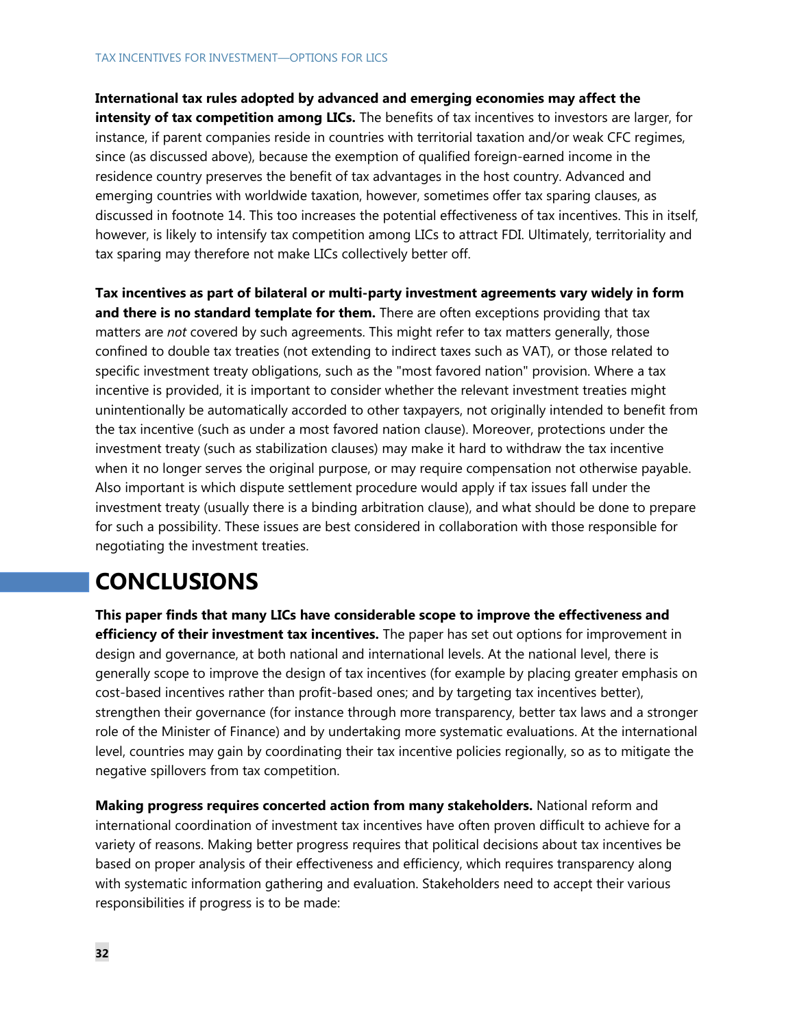**International tax rules adopted by advanced and emerging economies may affect the intensity of tax competition among LICs.** The benefits of tax incentives to investors are larger, for instance, if parent companies reside in countries with territorial taxation and/or weak CFC regimes, since (as discussed above), because the exemption of qualified foreign-earned income in the residence country preserves the benefit of tax advantages in the host country. Advanced and emerging countries with worldwide taxation, however, sometimes offer tax sparing clauses, as discussed in footnote 14. This too increases the potential effectiveness of tax incentives. This in itself, however, is likely to intensify tax competition among LICs to attract FDI. Ultimately, territoriality and tax sparing may therefore not make LICs collectively better off.

**Tax incentives as part of bilateral or multi-party investment agreements vary widely in form and there is no standard template for them.** There are often exceptions providing that tax matters are *not* covered by such agreements. This might refer to tax matters generally, those confined to double tax treaties (not extending to indirect taxes such as VAT), or those related to specific investment treaty obligations, such as the "most favored nation" provision. Where a tax incentive is provided, it is important to consider whether the relevant investment treaties might unintentionally be automatically accorded to other taxpayers, not originally intended to benefit from the tax incentive (such as under a most favored nation clause). Moreover, protections under the investment treaty (such as stabilization clauses) may make it hard to withdraw the tax incentive when it no longer serves the original purpose, or may require compensation not otherwise payable. Also important is which dispute settlement procedure would apply if tax issues fall under the investment treaty (usually there is a binding arbitration clause), and what should be done to prepare for such a possibility. These issues are best considered in collaboration with those responsible for negotiating the investment treaties.

# CONCLUSIONS

**This paper finds that many LICs have considerable scope to improve the effectiveness and efficiency of their investment tax incentives.** The paper has set out options for improvement in design and governance, at both national and international levels. At the national level, there is generally scope to improve the design of tax incentives (for example by placing greater emphasis on cost-based incentives rather than profit-based ones; and by targeting tax incentives better), strengthen their governance (for instance through more transparency, better tax laws and a stronger role of the Minister of Finance) and by undertaking more systematic evaluations. At the international level, countries may gain by coordinating their tax incentive policies regionally, so as to mitigate the negative spillovers from tax competition.

**Making progress requires concerted action from many stakeholders.** National reform and international coordination of investment tax incentives have often proven difficult to achieve for a variety of reasons. Making better progress requires that political decisions about tax incentives be based on proper analysis of their effectiveness and efficiency, which requires transparency along with systematic information gathering and evaluation. Stakeholders need to accept their various responsibilities if progress is to be made: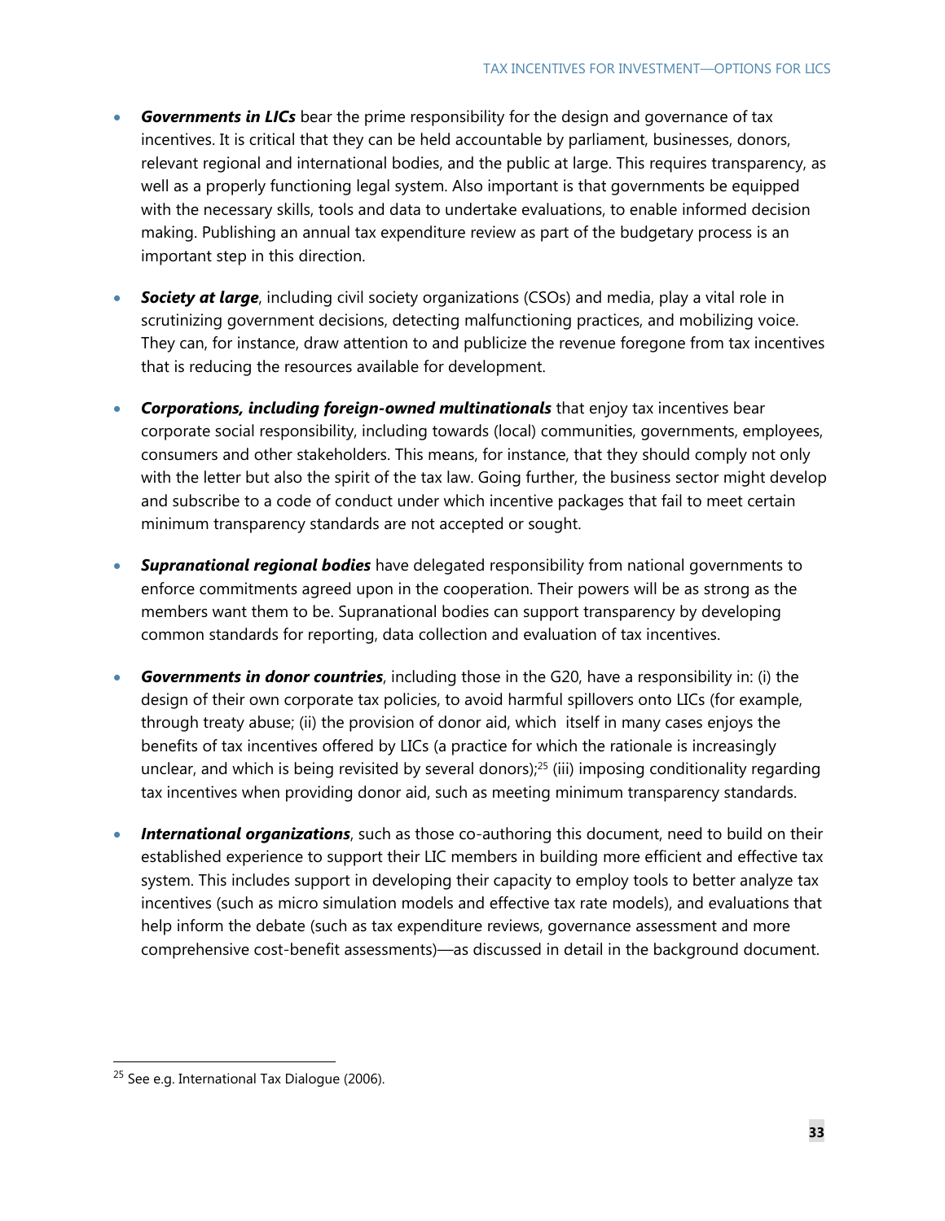- ***Governments in LICs*** bear the prime responsibility for the design and governance of tax incentives. It is critical that they can be held accountable by parliament, businesses, donors, relevant regional and international bodies, and the public at large. This requires transparency, as well as a properly functioning legal system. Also important is that governments be equipped with the necessary skills, tools and data to undertake evaluations, to enable informed decision making. Publishing an annual tax expenditure review as part of the budgetary process is an important step in this direction.

- ***Society at large***, including civil society organizations (CSOs) and media, play a vital role in scrutinizing government decisions, detecting malfunctioning practices, and mobilizing voice. They can, for instance, draw attention to and publicize the revenue foregone from tax incentives that is reducing the resources available for development.

- ***Corporations, including foreign-owned multinationals*** that enjoy tax incentives bear corporate social responsibility, including towards (local) communities, governments, employees, consumers and other stakeholders. This means, for instance, that they should comply not only with the letter but also the spirit of the tax law. Going further, the business sector might develop and subscribe to a code of conduct under which incentive packages that fail to meet certain minimum transparency standards are not accepted or sought.

- ***Supranational regional bodies*** have delegated responsibility from national governments to enforce commitments agreed upon in the cooperation. Their powers will be as strong as the members want them to be. Supranational bodies can support transparency by developing common standards for reporting, data collection and evaluation of tax incentives.

- ***Governments in donor countries***, including those in the G20, have a responsibility in: (i) the design of their own corporate tax policies, to avoid harmful spillovers onto LICs (for example, through treaty abuse; (ii) the provision of donor aid, which itself in many cases enjoys the benefits of tax incentives offered by LICs (a practice for which the rationale is increasingly unclear, and which is being revisited by several donors);[25] (iii) imposing conditionality regarding tax incentives when providing donor aid, such as meeting minimum transparency standards.

- ***International organizations***, such as those co-authoring this document, need to build on their established experience to support their LIC members in building more efficient and effective tax system. This includes support in developing their capacity to employ tools to better analyze tax incentives (such as micro simulation models and effective tax rate models), and evaluations that help inform the debate (such as tax expenditure reviews, governance assessment and more comprehensive cost-benefit assessments)—as discussed in detail in the background document.

---

[25] See e.g. International Tax Dialogue (2006).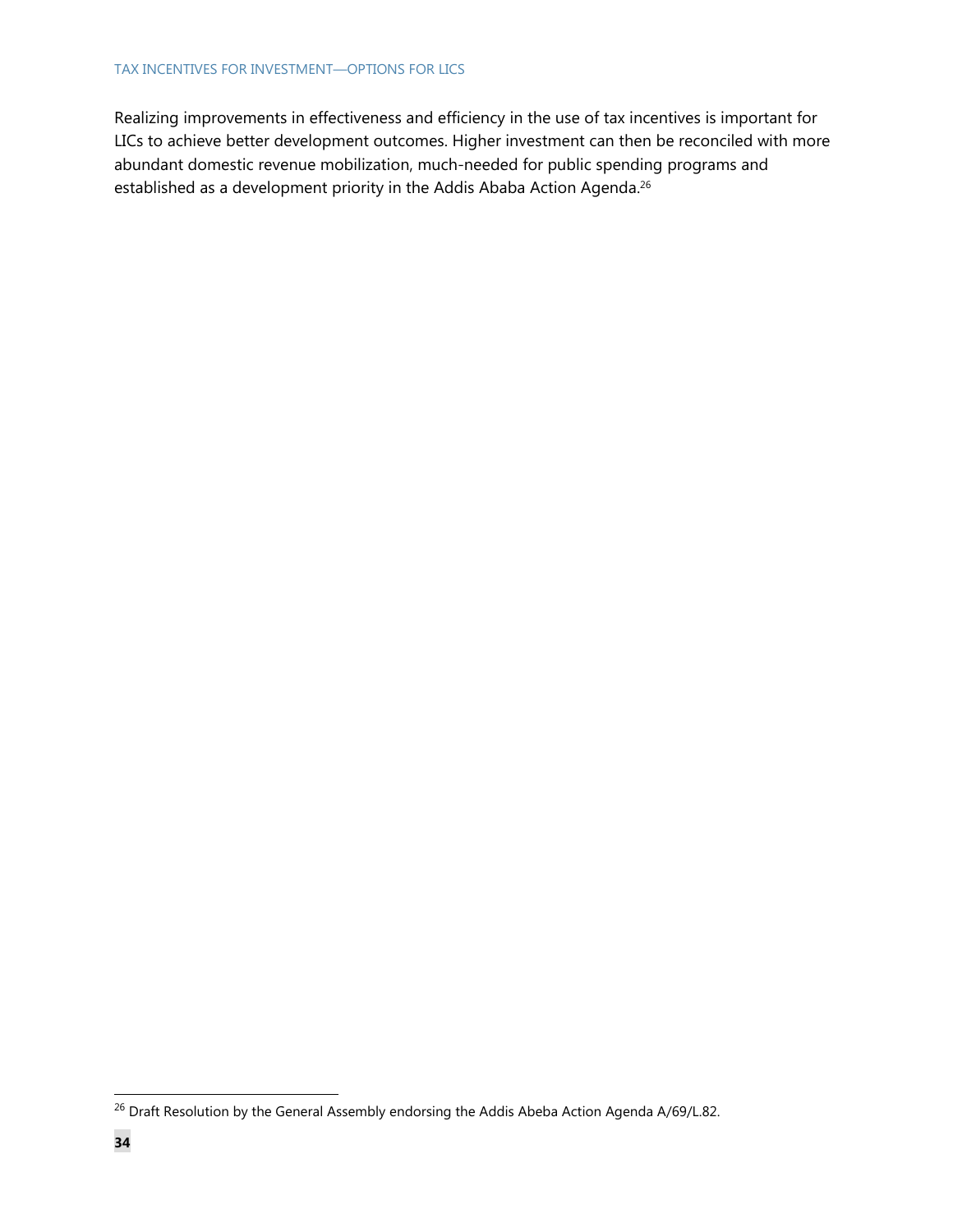Realizing improvements in effectiveness and efficiency in the use of tax incentives is important for LICs to achieve better development outcomes. Higher investment can then be reconciled with more abundant domestic revenue mobilization, much-needed for public spending programs and established as a development priority in the Addis Ababa Action Agenda.[26]

[26] Draft Resolution by the General Assembly endorsing the Addis Abeba Action Agenda A/69/L.82.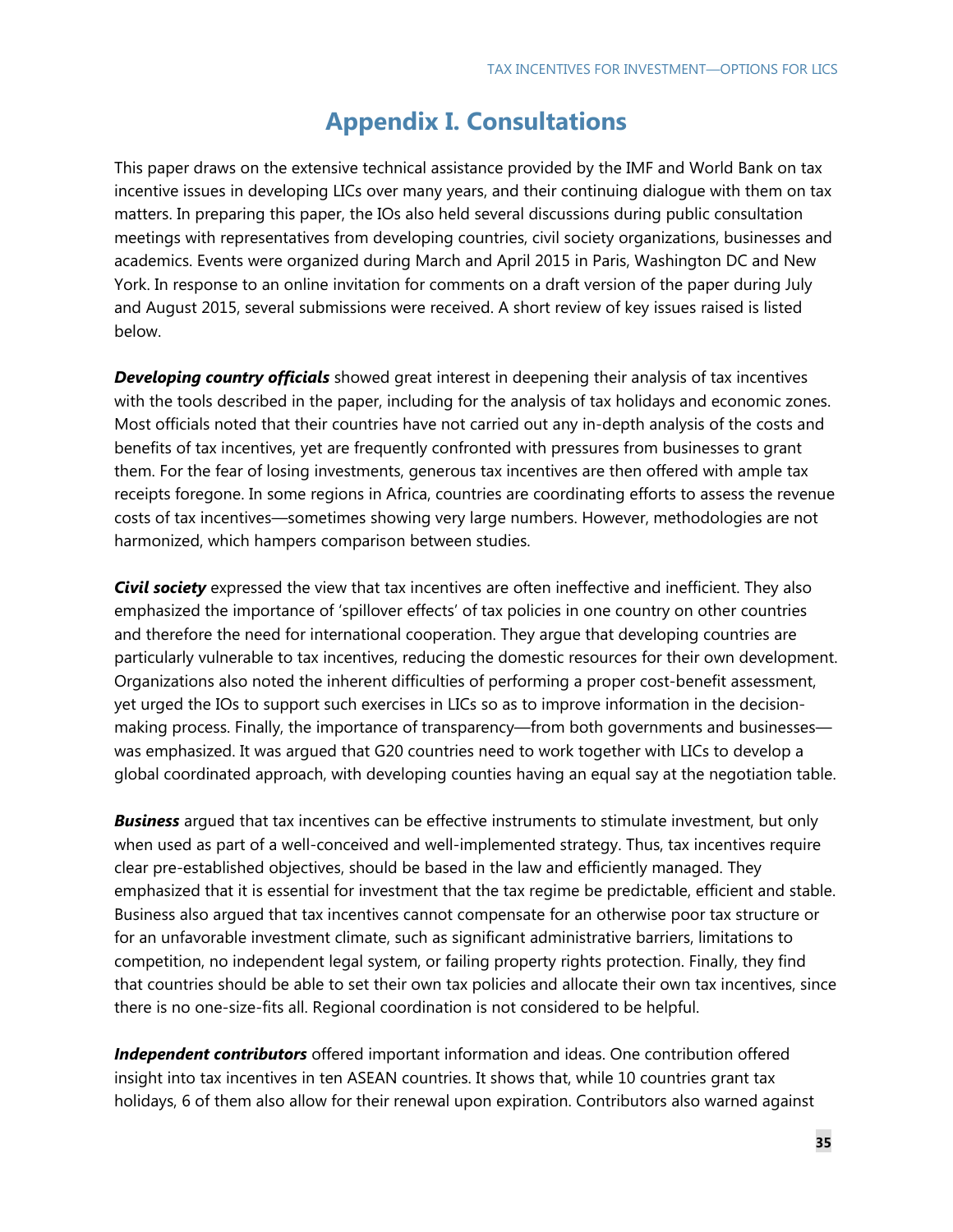# Appendix I. Consultations

This paper draws on the extensive technical assistance provided by the IMF and World Bank on tax incentive issues in developing LICs over many years, and their continuing dialogue with them on tax matters. In preparing this paper, the IOs also held several discussions during public consultation meetings with representatives from developing countries, civil society organizations, businesses and academics. Events were organized during March and April 2015 in Paris, Washington DC and New York. In response to an online invitation for comments on a draft version of the paper during July and August 2015, several submissions were received. A short review of key issues raised is listed below.

***Developing country officials*** showed great interest in deepening their analysis of tax incentives with the tools described in the paper, including for the analysis of tax holidays and economic zones. Most officials noted that their countries have not carried out any in-depth analysis of the costs and benefits of tax incentives, yet are frequently confronted with pressures from businesses to grant them. For the fear of losing investments, generous tax incentives are then offered with ample tax receipts foregone. In some regions in Africa, countries are coordinating efforts to assess the revenue costs of tax incentives—sometimes showing very large numbers. However, methodologies are not harmonized, which hampers comparison between studies.

***Civil society*** expressed the view that tax incentives are often ineffective and inefficient. They also emphasized the importance of 'spillover effects' of tax policies in one country on other countries and therefore the need for international cooperation. They argue that developing countries are particularly vulnerable to tax incentives, reducing the domestic resources for their own development. Organizations also noted the inherent difficulties of performing a proper cost-benefit assessment, yet urged the IOs to support such exercises in LICs so as to improve information in the decision-making process. Finally, the importance of transparency—from both governments and businesses—was emphasized. It was argued that G20 countries need to work together with LICs to develop a global coordinated approach, with developing counties having an equal say at the negotiation table.

***Business*** argued that tax incentives can be effective instruments to stimulate investment, but only when used as part of a well-conceived and well-implemented strategy. Thus, tax incentives require clear pre-established objectives, should be based in the law and efficiently managed. They emphasized that it is essential for investment that the tax regime be predictable, efficient and stable. Business also argued that tax incentives cannot compensate for an otherwise poor tax structure or for an unfavorable investment climate, such as significant administrative barriers, limitations to competition, no independent legal system, or failing property rights protection. Finally, they find that countries should be able to set their own tax policies and allocate their own tax incentives, since there is no one-size-fits all. Regional coordination is not considered to be helpful.

***Independent contributors*** offered important information and ideas. One contribution offered insight into tax incentives in ten ASEAN countries. It shows that, while 10 countries grant tax holidays, 6 of them also allow for their renewal upon expiration. Contributors also warned against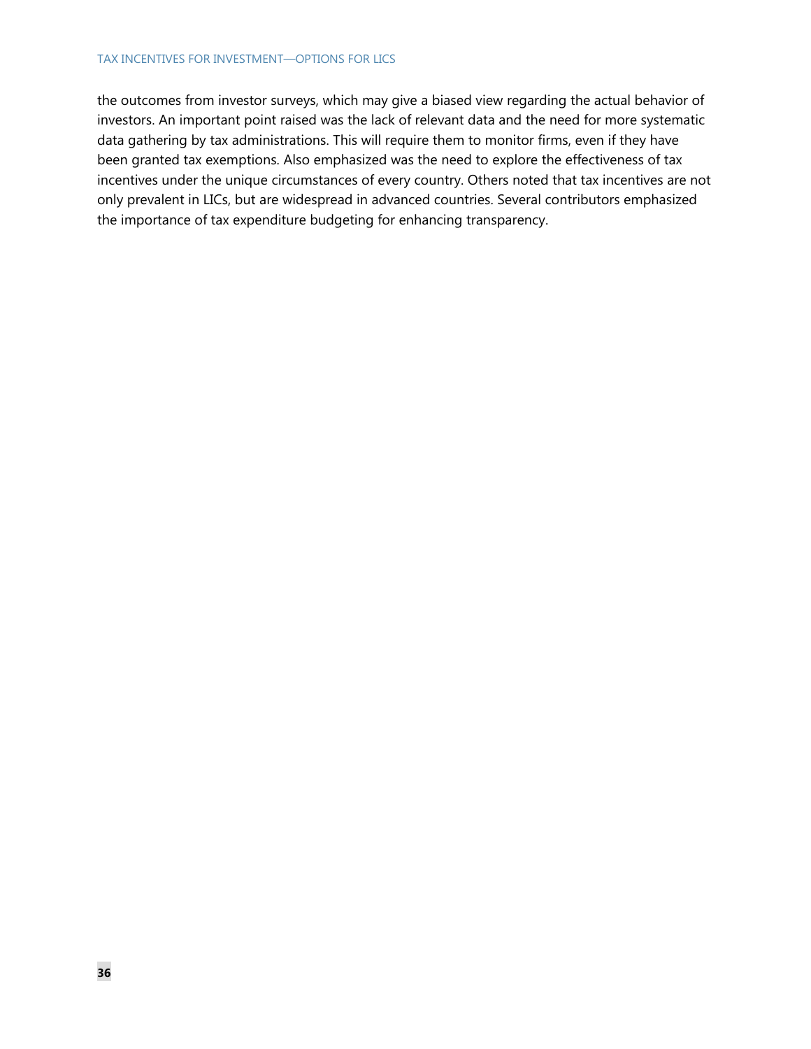the outcomes from investor surveys, which may give a biased view regarding the actual behavior of investors. An important point raised was the lack of relevant data and the need for more systematic data gathering by tax administrations. This will require them to monitor firms, even if they have been granted tax exemptions. Also emphasized was the need to explore the effectiveness of tax incentives under the unique circumstances of every country. Others noted that tax incentives are not only prevalent in LICs, but are widespread in advanced countries. Several contributors emphasized the importance of tax expenditure budgeting for enhancing transparency.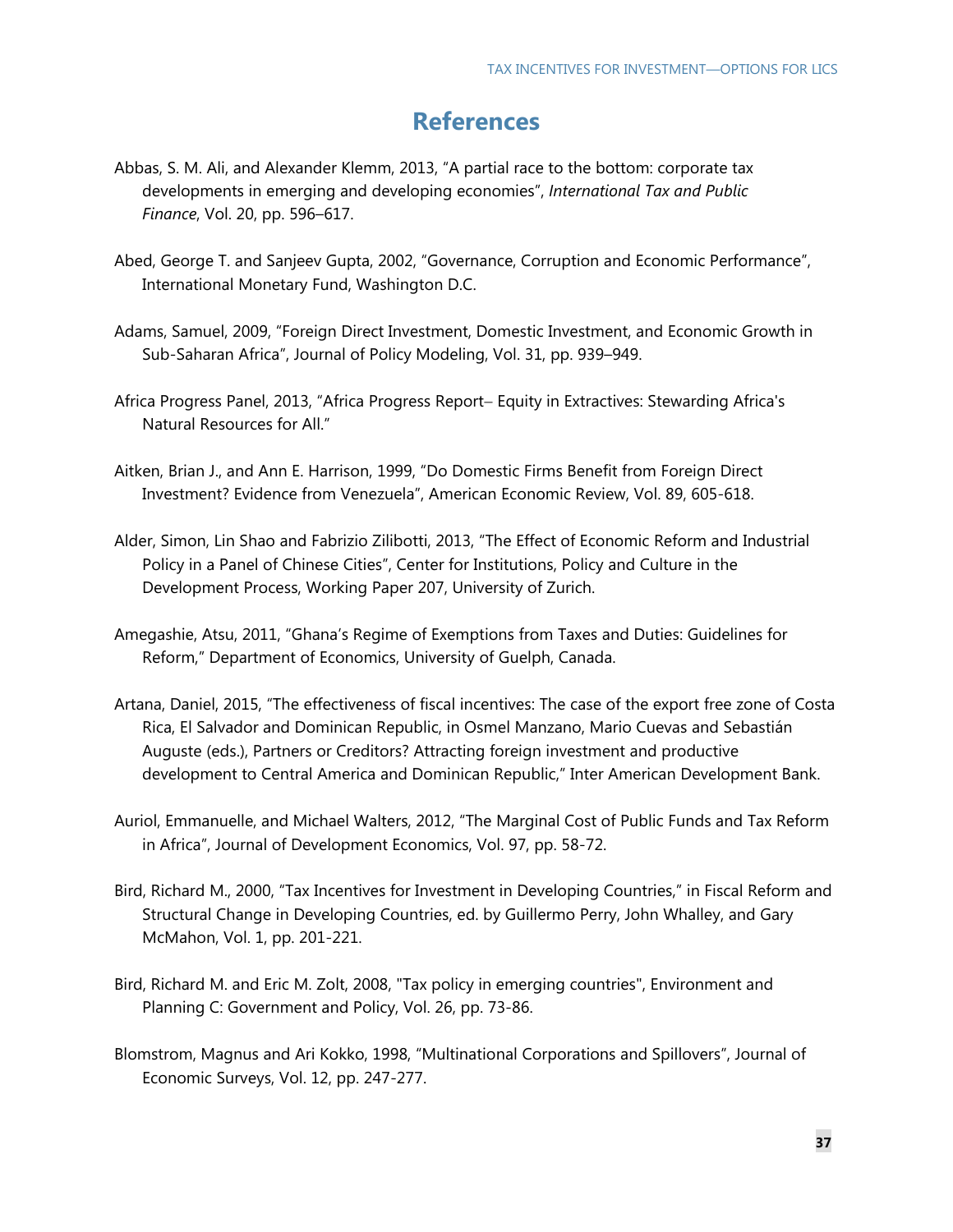# References

Abbas, S. M. Ali, and Alexander Klemm, 2013, "A partial race to the bottom: corporate tax developments in emerging and developing economies", *International Tax and Public Finance*, Vol. 20, pp. 596–617.

Abed, George T. and Sanjeev Gupta, 2002, "Governance, Corruption and Economic Performance", International Monetary Fund, Washington D.C.

Adams, Samuel, 2009, "Foreign Direct Investment, Domestic Investment, and Economic Growth in Sub-Saharan Africa", Journal of Policy Modeling, Vol. 31, pp. 939–949.

Africa Progress Panel, 2013, "Africa Progress Report– Equity in Extractives: Stewarding Africa's Natural Resources for All."

Aitken, Brian J., and Ann E. Harrison, 1999, "Do Domestic Firms Benefit from Foreign Direct Investment? Evidence from Venezuela", American Economic Review, Vol. 89, 605-618.

Alder, Simon, Lin Shao and Fabrizio Zilibotti, 2013, "The Effect of Economic Reform and Industrial Policy in a Panel of Chinese Cities", Center for Institutions, Policy and Culture in the Development Process, Working Paper 207, University of Zurich.

Amegashie, Atsu, 2011, "Ghana's Regime of Exemptions from Taxes and Duties: Guidelines for Reform," Department of Economics, University of Guelph, Canada.

Artana, Daniel, 2015, "The effectiveness of fiscal incentives: The case of the export free zone of Costa Rica, El Salvador and Dominican Republic, in Osmel Manzano, Mario Cuevas and Sebastián Auguste (eds.), Partners or Creditors? Attracting foreign investment and productive development to Central America and Dominican Republic," Inter American Development Bank.

Auriol, Emmanuelle, and Michael Walters, 2012, "The Marginal Cost of Public Funds and Tax Reform in Africa", Journal of Development Economics, Vol. 97, pp. 58-72.

Bird, Richard M., 2000, "Tax Incentives for Investment in Developing Countries," in Fiscal Reform and Structural Change in Developing Countries, ed. by Guillermo Perry, John Whalley, and Gary McMahon, Vol. 1, pp. 201-221.

Bird, Richard M. and Eric M. Zolt, 2008, "Tax policy in emerging countries", Environment and Planning C: Government and Policy, Vol. 26, pp. 73-86.

Blomstrom, Magnus and Ari Kokko, 1998, "Multinational Corporations and Spillovers", Journal of Economic Surveys, Vol. 12, pp. 247-277.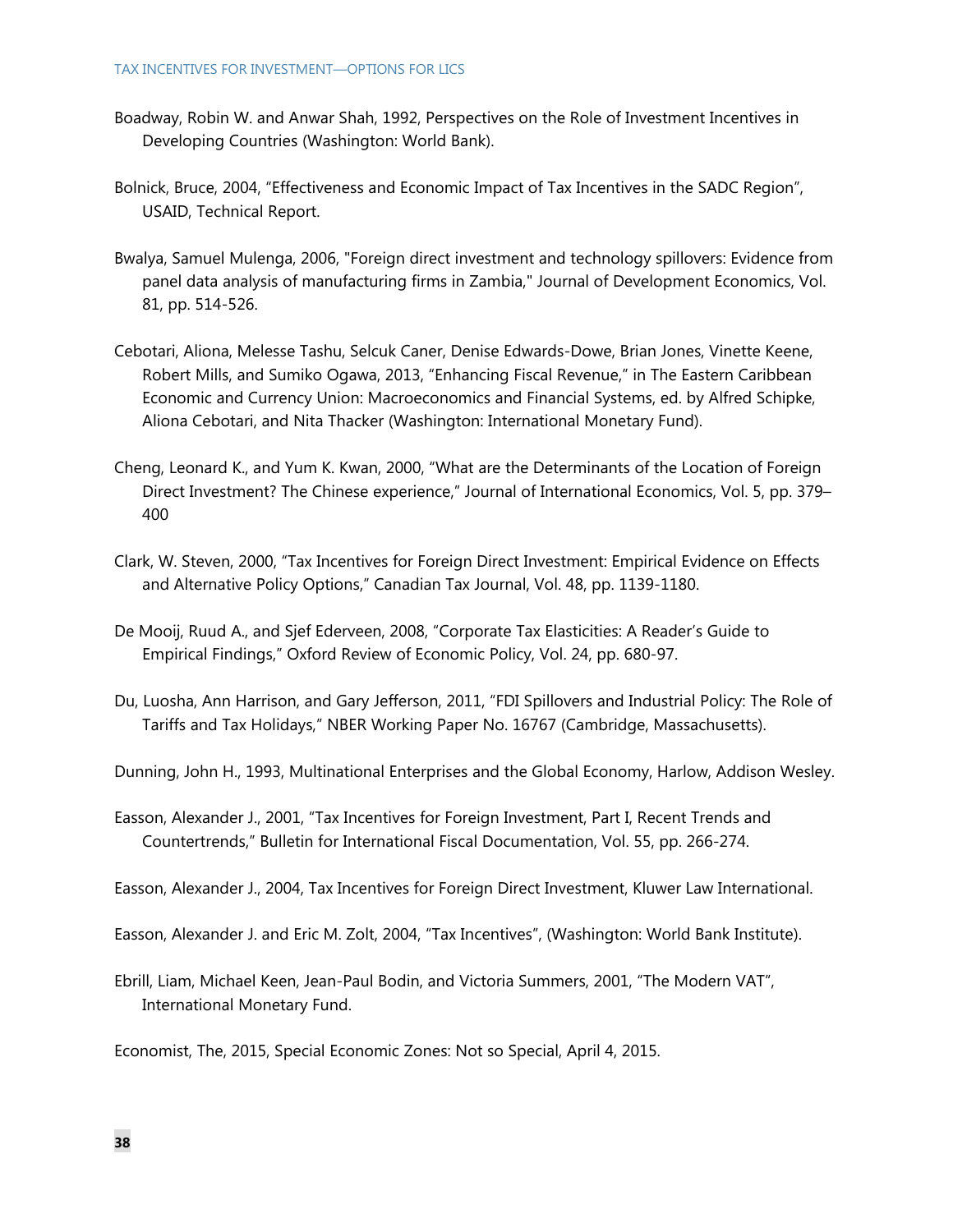Boadway, Robin W. and Anwar Shah, 1992, Perspectives on the Role of Investment Incentives in Developing Countries (Washington: World Bank).

Bolnick, Bruce, 2004, "Effectiveness and Economic Impact of Tax Incentives in the SADC Region", USAID, Technical Report.

Bwalya, Samuel Mulenga, 2006, "Foreign direct investment and technology spillovers: Evidence from panel data analysis of manufacturing firms in Zambia," Journal of Development Economics, Vol. 81, pp. 514-526.

Cebotari, Aliona, Melesse Tashu, Selcuk Caner, Denise Edwards-Dowe, Brian Jones, Vinette Keene, Robert Mills, and Sumiko Ogawa, 2013, "Enhancing Fiscal Revenue," in The Eastern Caribbean Economic and Currency Union: Macroeconomics and Financial Systems, ed. by Alfred Schipke, Aliona Cebotari, and Nita Thacker (Washington: International Monetary Fund).

Cheng, Leonard K., and Yum K. Kwan, 2000, "What are the Determinants of the Location of Foreign Direct Investment? The Chinese experience," Journal of International Economics, Vol. 5, pp. 379–400

Clark, W. Steven, 2000, "Tax Incentives for Foreign Direct Investment: Empirical Evidence on Effects and Alternative Policy Options," Canadian Tax Journal, Vol. 48, pp. 1139-1180.

De Mooij, Ruud A., and Sjef Ederveen, 2008, "Corporate Tax Elasticities: A Reader's Guide to Empirical Findings," Oxford Review of Economic Policy, Vol. 24, pp. 680-97.

Du, Luosha, Ann Harrison, and Gary Jefferson, 2011, "FDI Spillovers and Industrial Policy: The Role of Tariffs and Tax Holidays," NBER Working Paper No. 16767 (Cambridge, Massachusetts).

Dunning, John H., 1993, Multinational Enterprises and the Global Economy, Harlow, Addison Wesley.

Easson, Alexander J., 2001, "Tax Incentives for Foreign Investment, Part I, Recent Trends and Countertrends," Bulletin for International Fiscal Documentation, Vol. 55, pp. 266-274.

Easson, Alexander J., 2004, Tax Incentives for Foreign Direct Investment, Kluwer Law International.

Easson, Alexander J. and Eric M. Zolt, 2004, "Tax Incentives", (Washington: World Bank Institute).

Ebrill, Liam, Michael Keen, Jean-Paul Bodin, and Victoria Summers, 2001, "The Modern VAT", International Monetary Fund.

Economist, The, 2015, Special Economic Zones: Not so Special, April 4, 2015.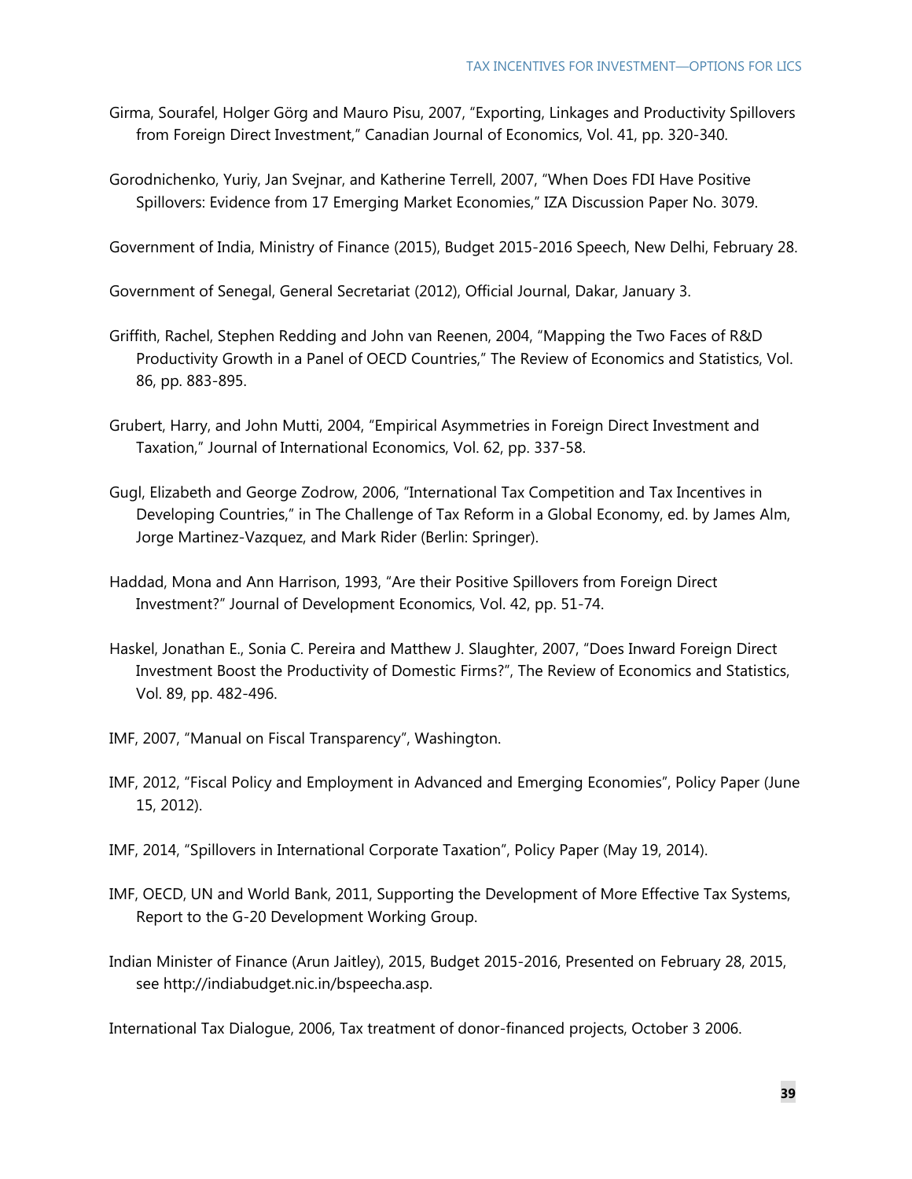Girma, Sourafel, Holger Görg and Mauro Pisu, 2007, "Exporting, Linkages and Productivity Spillovers from Foreign Direct Investment," Canadian Journal of Economics, Vol. 41, pp. 320-340.

Gorodnichenko, Yuriy, Jan Svejnar, and Katherine Terrell, 2007, "When Does FDI Have Positive Spillovers: Evidence from 17 Emerging Market Economies," IZA Discussion Paper No. 3079.

Government of India, Ministry of Finance (2015), Budget 2015-2016 Speech, New Delhi, February 28.

Government of Senegal, General Secretariat (2012), Official Journal, Dakar, January 3.

Griffith, Rachel, Stephen Redding and John van Reenen, 2004, "Mapping the Two Faces of R&D Productivity Growth in a Panel of OECD Countries," The Review of Economics and Statistics, Vol. 86, pp. 883-895.

Grubert, Harry, and John Mutti, 2004, "Empirical Asymmetries in Foreign Direct Investment and Taxation," Journal of International Economics, Vol. 62, pp. 337-58.

Gugl, Elizabeth and George Zodrow, 2006, "International Tax Competition and Tax Incentives in Developing Countries," in The Challenge of Tax Reform in a Global Economy, ed. by James Alm, Jorge Martinez-Vazquez, and Mark Rider (Berlin: Springer).

Haddad, Mona and Ann Harrison, 1993, "Are their Positive Spillovers from Foreign Direct Investment?" Journal of Development Economics, Vol. 42, pp. 51-74.

Haskel, Jonathan E., Sonia C. Pereira and Matthew J. Slaughter, 2007, "Does Inward Foreign Direct Investment Boost the Productivity of Domestic Firms?", The Review of Economics and Statistics, Vol. 89, pp. 482-496.

IMF, 2007, "Manual on Fiscal Transparency", Washington.

IMF, 2012, "Fiscal Policy and Employment in Advanced and Emerging Economies", Policy Paper (June 15, 2012).

IMF, 2014, "Spillovers in International Corporate Taxation", Policy Paper (May 19, 2014).

IMF, OECD, UN and World Bank, 2011, Supporting the Development of More Effective Tax Systems, Report to the G-20 Development Working Group.

Indian Minister of Finance (Arun Jaitley), 2015, Budget 2015-2016, Presented on February 28, 2015, see http://indiabudget.nic.in/bspeecha.asp.

International Tax Dialogue, 2006, Tax treatment of donor-financed projects, October 3 2006.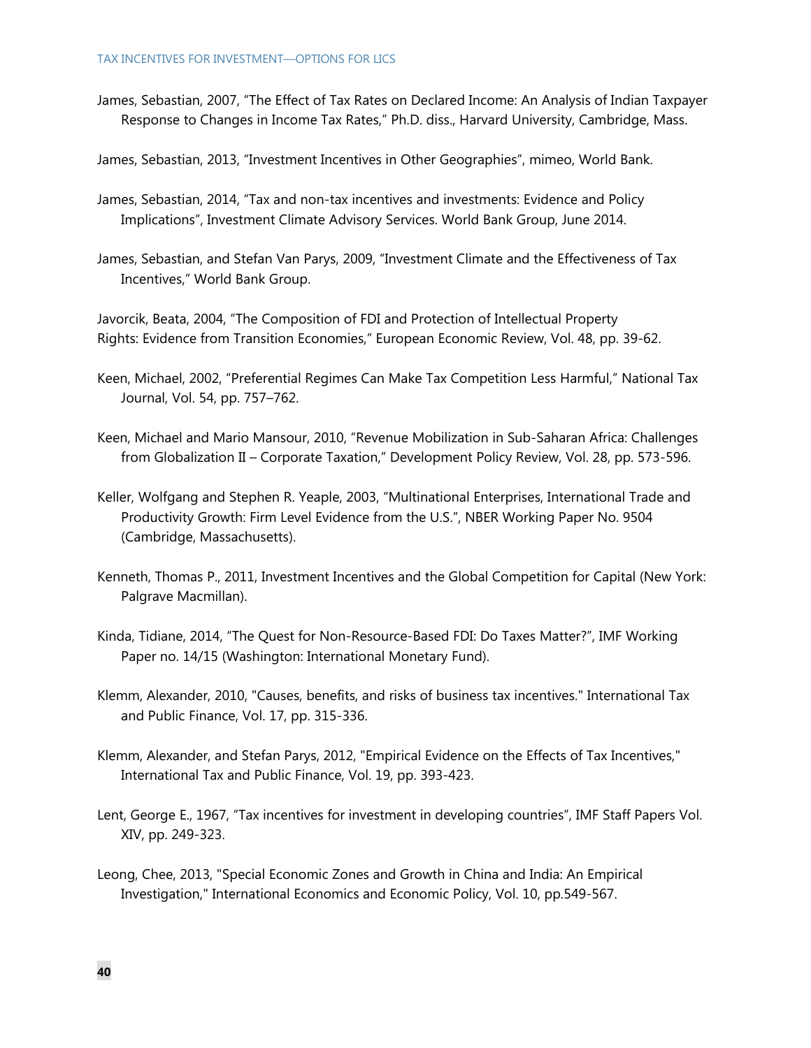James, Sebastian, 2007, "The Effect of Tax Rates on Declared Income: An Analysis of Indian Taxpayer Response to Changes in Income Tax Rates," Ph.D. diss., Harvard University, Cambridge, Mass.

James, Sebastian, 2013, "Investment Incentives in Other Geographies", mimeo, World Bank.

James, Sebastian, 2014, "Tax and non-tax incentives and investments: Evidence and Policy Implications", Investment Climate Advisory Services. World Bank Group, June 2014.

James, Sebastian, and Stefan Van Parys, 2009, "Investment Climate and the Effectiveness of Tax Incentives," World Bank Group.

Javorcik, Beata, 2004, "The Composition of FDI and Protection of Intellectual Property Rights: Evidence from Transition Economies," European Economic Review, Vol. 48, pp. 39-62.

Keen, Michael, 2002, "Preferential Regimes Can Make Tax Competition Less Harmful," National Tax Journal, Vol. 54, pp. 757–762.

Keen, Michael and Mario Mansour, 2010, "Revenue Mobilization in Sub-Saharan Africa: Challenges from Globalization II – Corporate Taxation," Development Policy Review, Vol. 28, pp. 573-596.

Keller, Wolfgang and Stephen R. Yeaple, 2003, "Multinational Enterprises, International Trade and Productivity Growth: Firm Level Evidence from the U.S.", NBER Working Paper No. 9504 (Cambridge, Massachusetts).

Kenneth, Thomas P., 2011, Investment Incentives and the Global Competition for Capital (New York: Palgrave Macmillan).

Kinda, Tidiane, 2014, "The Quest for Non-Resource-Based FDI: Do Taxes Matter?", IMF Working Paper no. 14/15 (Washington: International Monetary Fund).

Klemm, Alexander, 2010, "Causes, benefits, and risks of business tax incentives." International Tax and Public Finance, Vol. 17, pp. 315-336.

Klemm, Alexander, and Stefan Parys, 2012, "Empirical Evidence on the Effects of Tax Incentives," International Tax and Public Finance, Vol. 19, pp. 393-423.

Lent, George E., 1967, "Tax incentives for investment in developing countries", IMF Staff Papers Vol. XIV, pp. 249-323.

Leong, Chee, 2013, "Special Economic Zones and Growth in China and India: An Empirical Investigation," International Economics and Economic Policy, Vol. 10, pp.549-567.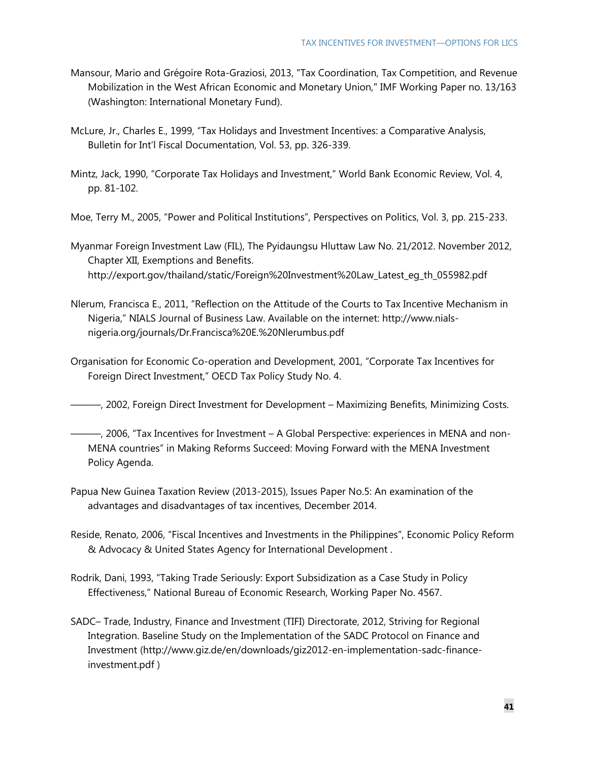Mansour, Mario and Grégoire Rota-Graziosi, 2013, "Tax Coordination, Tax Competition, and Revenue Mobilization in the West African Economic and Monetary Union," IMF Working Paper no. 13/163 (Washington: International Monetary Fund).

McLure, Jr., Charles E., 1999, "Tax Holidays and Investment Incentives: a Comparative Analysis, Bulletin for Int'l Fiscal Documentation, Vol. 53, pp. 326-339.

Mintz, Jack, 1990, "Corporate Tax Holidays and Investment," World Bank Economic Review, Vol. 4, pp. 81-102.

Moe, Terry M., 2005, "Power and Political Institutions", Perspectives on Politics, Vol. 3, pp. 215-233.

Myanmar Foreign Investment Law (FIL), The Pyidaungsu Hluttaw Law No. 21/2012. November 2012, Chapter XII, Exemptions and Benefits. http://export.gov/thailand/static/Foreign%20Investment%20Law_Latest_eg_th_055982.pdf

Nlerum, Francisca E., 2011, "Reflection on the Attitude of the Courts to Tax Incentive Mechanism in Nigeria," NIALS Journal of Business Law. Available on the internet: http://www.nials-nigeria.org/journals/Dr.Francisca%20E.%20Nlerumbus.pdf

Organisation for Economic Co-operation and Development, 2001, "Corporate Tax Incentives for Foreign Direct Investment," OECD Tax Policy Study No. 4.

———, 2002, Foreign Direct Investment for Development – Maximizing Benefits, Minimizing Costs.

———, 2006, "Tax Incentives for Investment – A Global Perspective: experiences in MENA and non-MENA countries" in Making Reforms Succeed: Moving Forward with the MENA Investment Policy Agenda.

Papua New Guinea Taxation Review (2013-2015), Issues Paper No.5: An examination of the advantages and disadvantages of tax incentives, December 2014.

Reside, Renato, 2006, "Fiscal Incentives and Investments in the Philippines", Economic Policy Reform & Advocacy & United States Agency for International Development .

Rodrik, Dani, 1993, "Taking Trade Seriously: Export Subsidization as a Case Study in Policy Effectiveness," National Bureau of Economic Research, Working Paper No. 4567.

SADC– Trade, Industry, Finance and Investment (TIFI) Directorate, 2012, Striving for Regional Integration. Baseline Study on the Implementation of the SADC Protocol on Finance and Investment (http://www.giz.de/en/downloads/giz2012-en-implementation-sadc-finance-investment.pdf )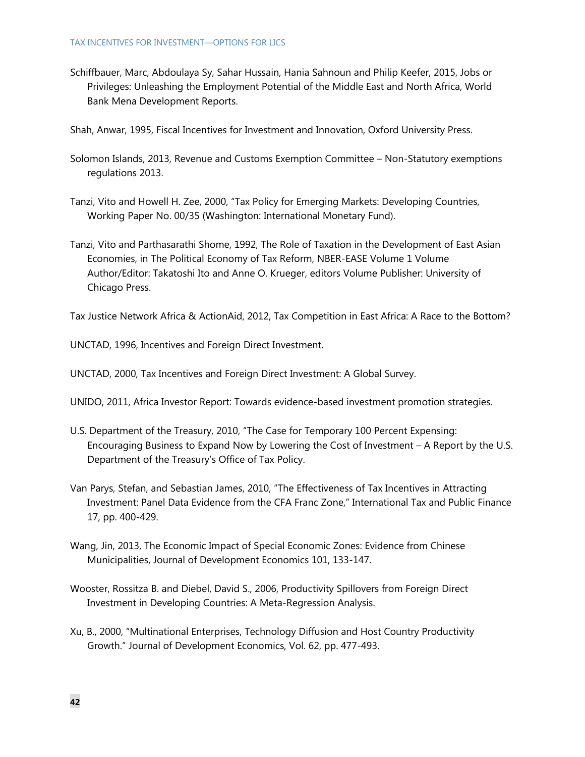Schiffbauer, Marc, Abdoulaya Sy, Sahar Hussain, Hania Sahnoun and Philip Keefer, 2015, Jobs or Privileges: Unleashing the Employment Potential of the Middle East and North Africa, World Bank Mena Development Reports.

Shah, Anwar, 1995, Fiscal Incentives for Investment and Innovation, Oxford University Press.

Solomon Islands, 2013, Revenue and Customs Exemption Committee – Non-Statutory exemptions regulations 2013.

Tanzi, Vito and Howell H. Zee, 2000, "Tax Policy for Emerging Markets: Developing Countries, Working Paper No. 00/35 (Washington: International Monetary Fund).

Tanzi, Vito and Parthasarathi Shome, 1992, The Role of Taxation in the Development of East Asian Economies, in The Political Economy of Tax Reform, NBER-EASE Volume 1 Volume Author/Editor: Takatoshi Ito and Anne O. Krueger, editors Volume Publisher: University of Chicago Press.

Tax Justice Network Africa & ActionAid, 2012, Tax Competition in East Africa: A Race to the Bottom?

UNCTAD, 1996, Incentives and Foreign Direct Investment.

UNCTAD, 2000, Tax Incentives and Foreign Direct Investment: A Global Survey.

UNIDO, 2011, Africa Investor Report: Towards evidence-based investment promotion strategies.

U.S. Department of the Treasury, 2010, "The Case for Temporary 100 Percent Expensing: Encouraging Business to Expand Now by Lowering the Cost of Investment – A Report by the U.S. Department of the Treasury's Office of Tax Policy.

Van Parys, Stefan, and Sebastian James, 2010, "The Effectiveness of Tax Incentives in Attracting Investment: Panel Data Evidence from the CFA Franc Zone," International Tax and Public Finance 17, pp. 400-429.

Wang, Jin, 2013, The Economic Impact of Special Economic Zones: Evidence from Chinese Municipalities, Journal of Development Economics 101, 133-147.

Wooster, Rossitza B. and Diebel, David S., 2006, Productivity Spillovers from Foreign Direct Investment in Developing Countries: A Meta-Regression Analysis.

Xu, B., 2000, "Multinational Enterprises, Technology Diffusion and Host Country Productivity Growth." Journal of Development Economics, Vol. 62, pp. 477-493.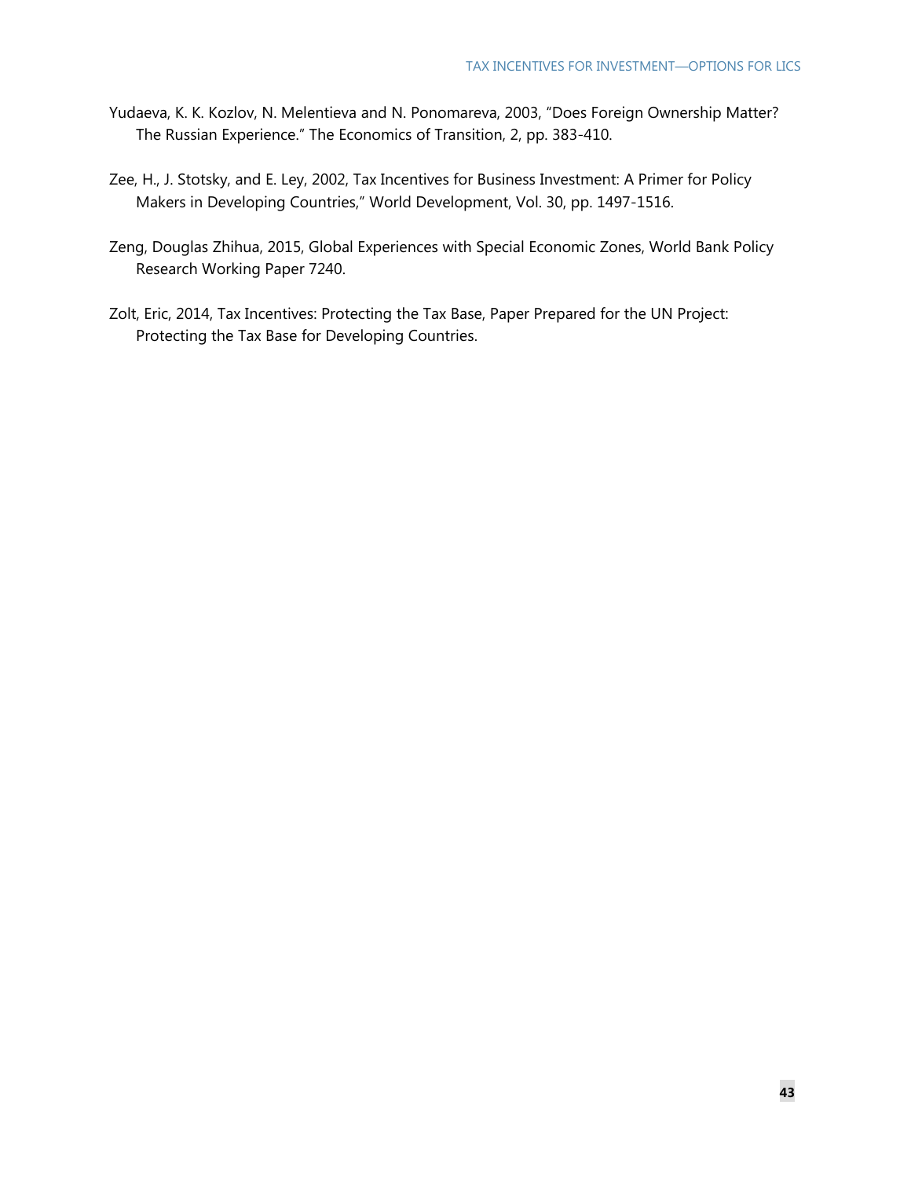Yudaeva, K. K. Kozlov, N. Melentieva and N. Ponomareva, 2003, "Does Foreign Ownership Matter? The Russian Experience." The Economics of Transition, 2, pp. 383-410.

Zee, H., J. Stotsky, and E. Ley, 2002, Tax Incentives for Business Investment: A Primer for Policy Makers in Developing Countries," World Development, Vol. 30, pp. 1497-1516.

Zeng, Douglas Zhihua, 2015, Global Experiences with Special Economic Zones, World Bank Policy Research Working Paper 7240.

Zolt, Eric, 2014, Tax Incentives: Protecting the Tax Base, Paper Prepared for the UN Project: Protecting the Tax Base for Developing Countries.